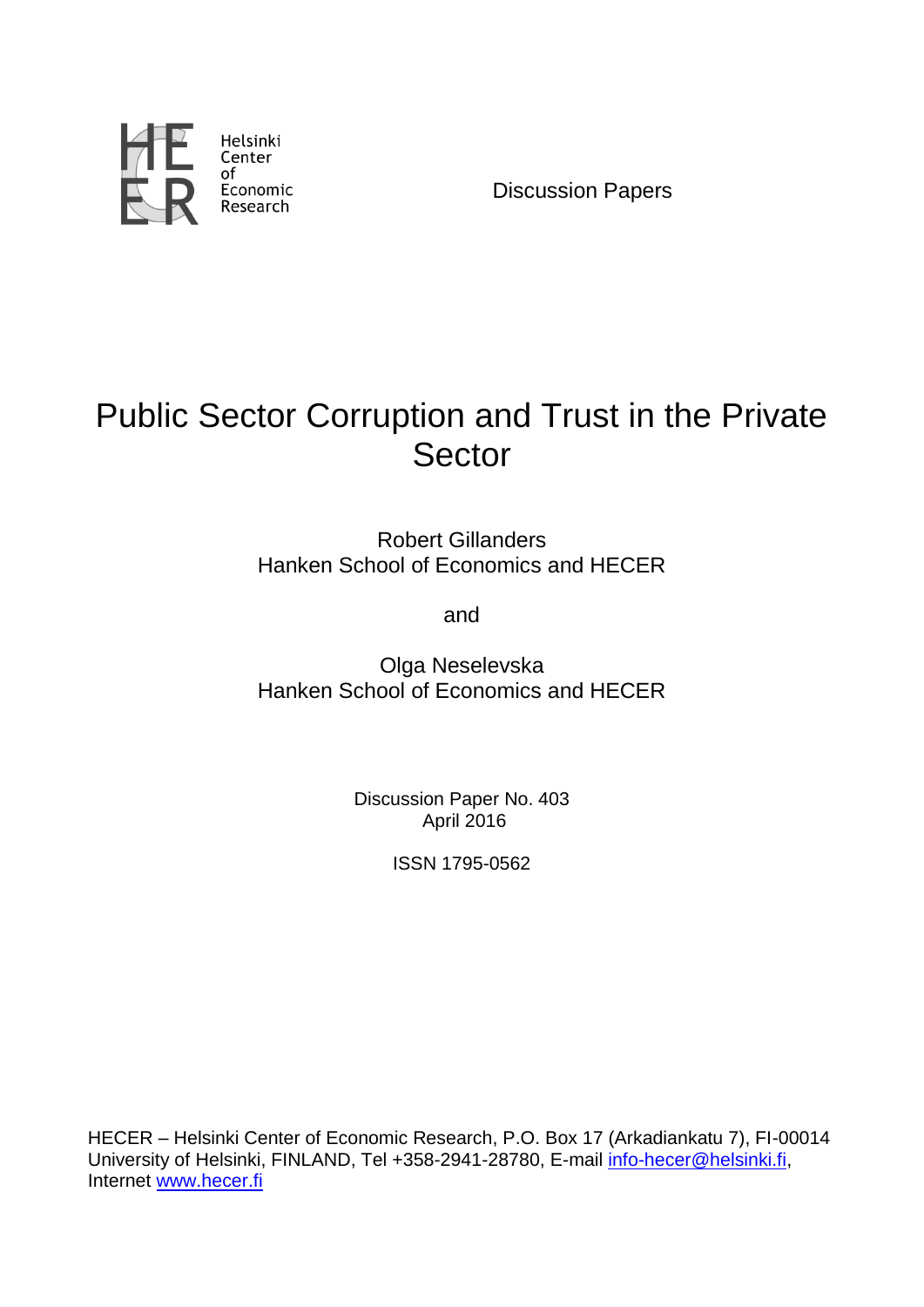Helsinki Center of Economic Research

Discussion Papers

# Public Sector Corruption and Trust in the Private Sector

Robert Gillanders
Hanken School of Economics and HECER

and

Olga Neselevska
Hanken School of Economics and HECER

Discussion Paper No. 403
April 2016

ISSN 1795-0562

HECER – Helsinki Center of Economic Research, P.O. Box 17 (Arkadiankatu 7), FI-00014 University of Helsinki, FINLAND, Tel +358-2941-28780, E-mail info-hecer@helsinki.fi, Internet www.hecer.fi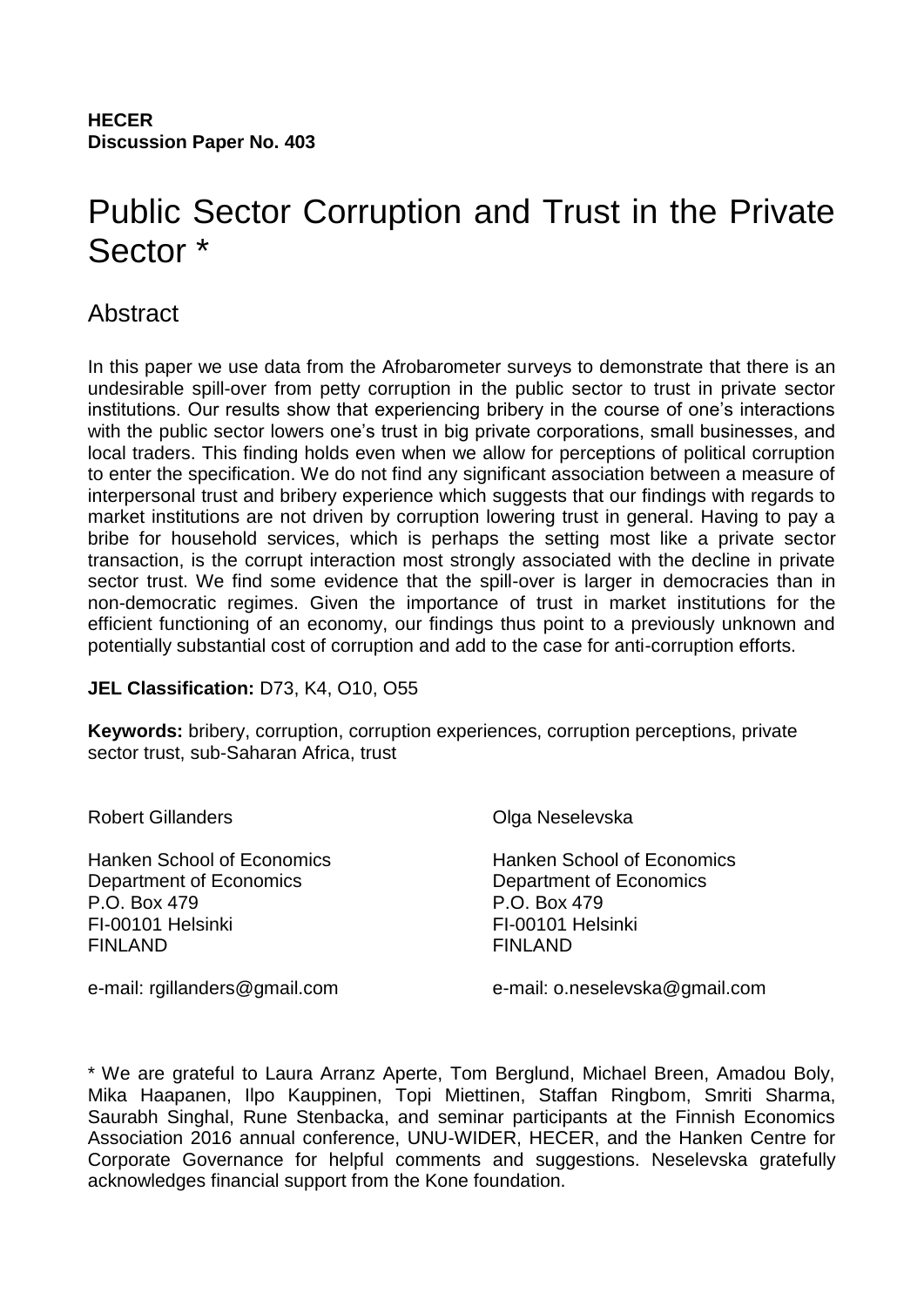**HECER**
**Discussion Paper No. 403**

# Public Sector Corruption and Trust in the Private Sector *

## Abstract

In this paper we use data from the Afrobarometer surveys to demonstrate that there is an undesirable spill-over from petty corruption in the public sector to trust in private sector institutions. Our results show that experiencing bribery in the course of one's interactions with the public sector lowers one's trust in big private corporations, small businesses, and local traders. This finding holds even when we allow for perceptions of political corruption to enter the specification. We do not find any significant association between a measure of interpersonal trust and bribery experience which suggests that our findings with regards to market institutions are not driven by corruption lowering trust in general. Having to pay a bribe for household services, which is perhaps the setting most like a private sector transaction, is the corrupt interaction most strongly associated with the decline in private sector trust. We find some evidence that the spill-over is larger in democracies than in non-democratic regimes. Given the importance of trust in market institutions for the efficient functioning of an economy, our findings thus point to a previously unknown and potentially substantial cost of corruption and add to the case for anti-corruption efforts.

**JEL Classification:** D73, K4, O10, O55

**Keywords:** bribery, corruption, corruption experiences, corruption perceptions, private sector trust, sub-Saharan Africa, trust

Robert Gillanders

Hanken School of Economics
Department of Economics
P.O. Box 479
FI-00101 Helsinki
FINLAND

e-mail: rgillanders@gmail.com

Olga Neselevska

Hanken School of Economics
Department of Economics
P.O. Box 479
FI-00101 Helsinki
FINLAND

e-mail: o.neselevska@gmail.com

* We are grateful to Laura Arranz Aperte, Tom Berglund, Michael Breen, Amadou Boly, Mika Haapanen, Ilpo Kauppinen, Topi Miettinen, Staffan Ringbom, Smriti Sharma, Saurabh Singhal, Rune Stenbacka, and seminar participants at the Finnish Economics Association 2016 annual conference, UNU-WIDER, HECER, and the Hanken Centre for Corporate Governance for helpful comments and suggestions. Neselevska gratefully acknowledges financial support from the Kone foundation.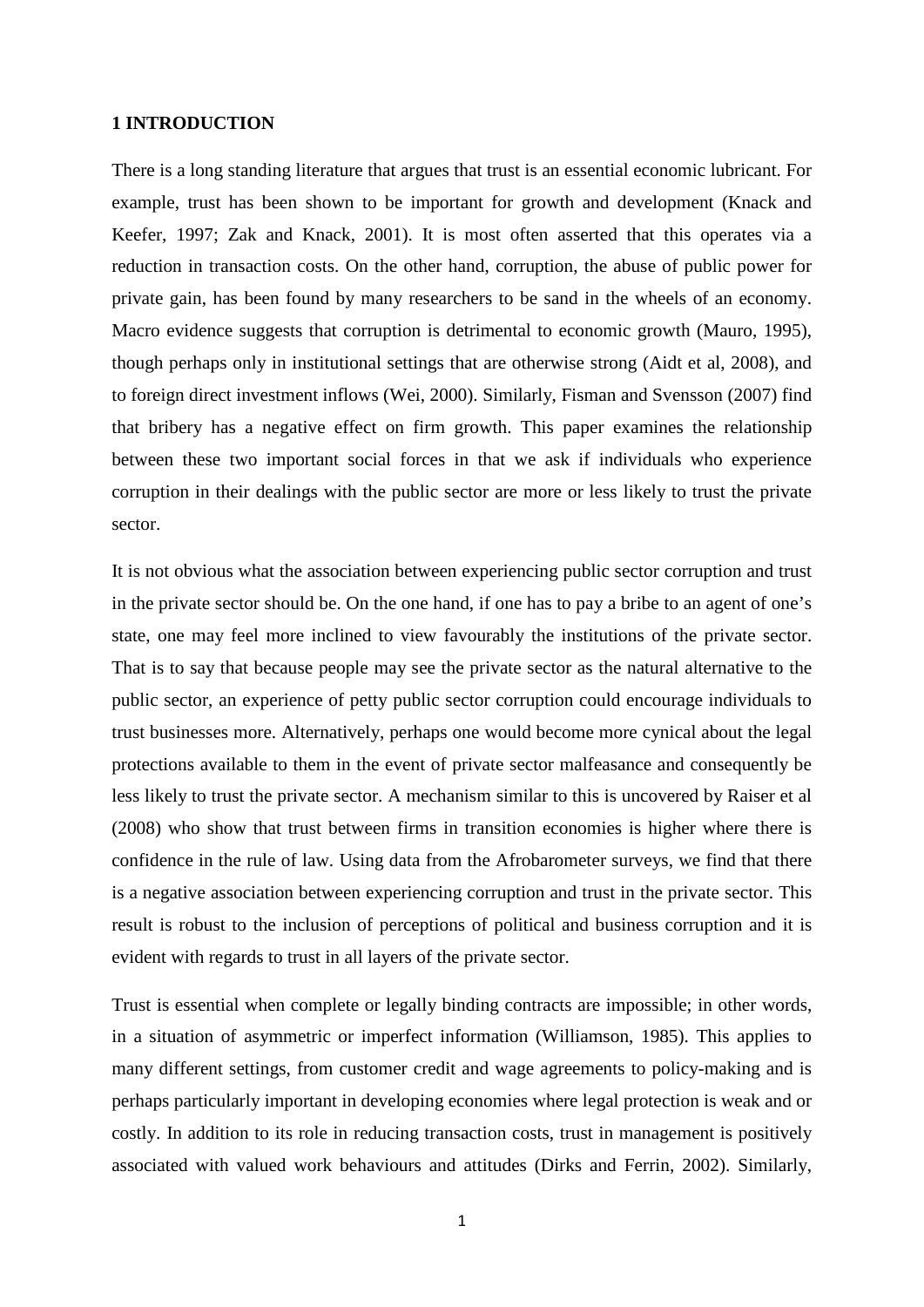## 1 INTRODUCTION

There is a long standing literature that argues that trust is an essential economic lubricant. For example, trust has been shown to be important for growth and development (Knack and Keefer, 1997; Zak and Knack, 2001). It is most often asserted that this operates via a reduction in transaction costs. On the other hand, corruption, the abuse of public power for private gain, has been found by many researchers to be sand in the wheels of an economy. Macro evidence suggests that corruption is detrimental to economic growth (Mauro, 1995), though perhaps only in institutional settings that are otherwise strong (Aidt et al, 2008), and to foreign direct investment inflows (Wei, 2000). Similarly, Fisman and Svensson (2007) find that bribery has a negative effect on firm growth. This paper examines the relationship between these two important social forces in that we ask if individuals who experience corruption in their dealings with the public sector are more or less likely to trust the private sector.

It is not obvious what the association between experiencing public sector corruption and trust in the private sector should be. On the one hand, if one has to pay a bribe to an agent of one's state, one may feel more inclined to view favourably the institutions of the private sector. That is to say that because people may see the private sector as the natural alternative to the public sector, an experience of petty public sector corruption could encourage individuals to trust businesses more. Alternatively, perhaps one would become more cynical about the legal protections available to them in the event of private sector malfeasance and consequently be less likely to trust the private sector. A mechanism similar to this is uncovered by Raiser et al (2008) who show that trust between firms in transition economies is higher where there is confidence in the rule of law. Using data from the Afrobarometer surveys, we find that there is a negative association between experiencing corruption and trust in the private sector. This result is robust to the inclusion of perceptions of political and business corruption and it is evident with regards to trust in all layers of the private sector.

Trust is essential when complete or legally binding contracts are impossible; in other words, in a situation of asymmetric or imperfect information (Williamson, 1985). This applies to many different settings, from customer credit and wage agreements to policy-making and is perhaps particularly important in developing economies where legal protection is weak and or costly. In addition to its role in reducing transaction costs, trust in management is positively associated with valued work behaviours and attitudes (Dirks and Ferrin, 2002). Similarly,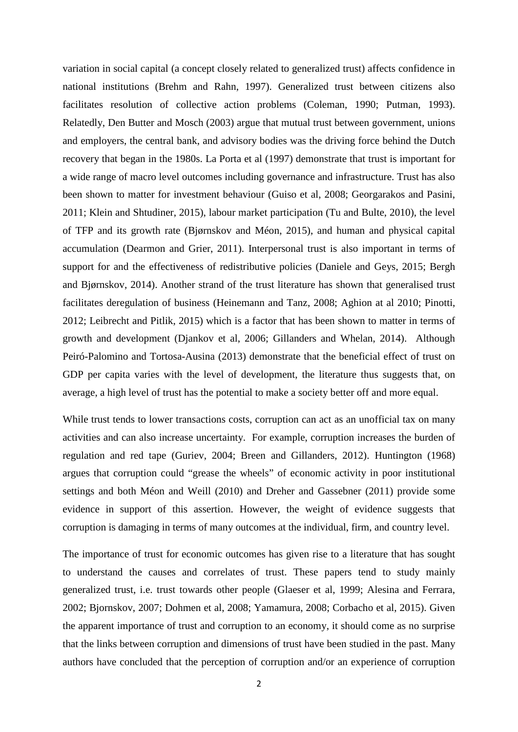variation in social capital (a concept closely related to generalized trust) affects confidence in national institutions (Brehm and Rahn, 1997). Generalized trust between citizens also facilitates resolution of collective action problems (Coleman, 1990; Putman, 1993). Relatedly, Den Butter and Mosch (2003) argue that mutual trust between government, unions and employers, the central bank, and advisory bodies was the driving force behind the Dutch recovery that began in the 1980s. La Porta et al (1997) demonstrate that trust is important for a wide range of macro level outcomes including governance and infrastructure. Trust has also been shown to matter for investment behaviour (Guiso et al, 2008; Georgarakos and Pasini, 2011; Klein and Shtudiner, 2015), labour market participation (Tu and Bulte, 2010), the level of TFP and its growth rate (Bjørnskov and Méon, 2015), and human and physical capital accumulation (Dearmon and Grier, 2011). Interpersonal trust is also important in terms of support for and the effectiveness of redistributive policies (Daniele and Geys, 2015; Bergh and Bjørnskov, 2014). Another strand of the trust literature has shown that generalised trust facilitates deregulation of business (Heinemann and Tanz, 2008; Aghion at al 2010; Pinotti, 2012; Leibrecht and Pitlik, 2015) which is a factor that has been shown to matter in terms of growth and development (Djankov et al, 2006; Gillanders and Whelan, 2014). Although Peiró-Palomino and Tortosa-Ausina (2013) demonstrate that the beneficial effect of trust on GDP per capita varies with the level of development, the literature thus suggests that, on average, a high level of trust has the potential to make a society better off and more equal.

While trust tends to lower transactions costs, corruption can act as an unofficial tax on many activities and can also increase uncertainty. For example, corruption increases the burden of regulation and red tape (Guriev, 2004; Breen and Gillanders, 2012). Huntington (1968) argues that corruption could "grease the wheels" of economic activity in poor institutional settings and both Méon and Weill (2010) and Dreher and Gassebner (2011) provide some evidence in support of this assertion. However, the weight of evidence suggests that corruption is damaging in terms of many outcomes at the individual, firm, and country level.

The importance of trust for economic outcomes has given rise to a literature that has sought to understand the causes and correlates of trust. These papers tend to study mainly generalized trust, i.e. trust towards other people (Glaeser et al, 1999; Alesina and Ferrara, 2002; Bjornskov, 2007; Dohmen et al, 2008; Yamamura, 2008; Corbacho et al, 2015). Given the apparent importance of trust and corruption to an economy, it should come as no surprise that the links between corruption and dimensions of trust have been studied in the past. Many authors have concluded that the perception of corruption and/or an experience of corruption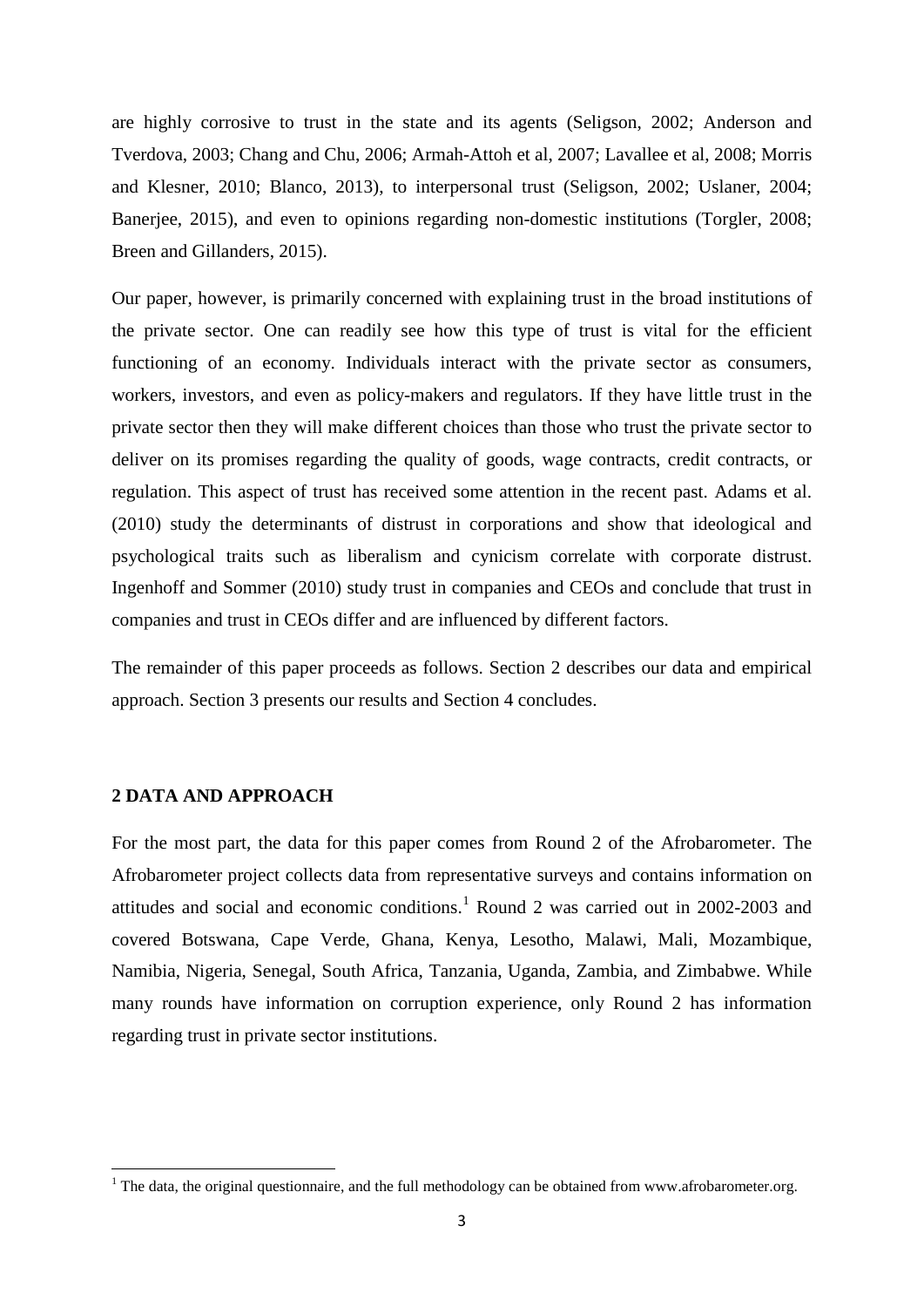are highly corrosive to trust in the state and its agents (Seligson, 2002; Anderson and Tverdova, 2003; Chang and Chu, 2006; Armah-Attoh et al, 2007; Lavallee et al, 2008; Morris and Klesner, 2010; Blanco, 2013), to interpersonal trust (Seligson, 2002; Uslaner, 2004; Banerjee, 2015), and even to opinions regarding non-domestic institutions (Torgler, 2008; Breen and Gillanders, 2015).

Our paper, however, is primarily concerned with explaining trust in the broad institutions of the private sector. One can readily see how this type of trust is vital for the efficient functioning of an economy. Individuals interact with the private sector as consumers, workers, investors, and even as policy-makers and regulators. If they have little trust in the private sector then they will make different choices than those who trust the private sector to deliver on its promises regarding the quality of goods, wage contracts, credit contracts, or regulation. This aspect of trust has received some attention in the recent past. Adams et al. (2010) study the determinants of distrust in corporations and show that ideological and psychological traits such as liberalism and cynicism correlate with corporate distrust. Ingenhoff and Sommer (2010) study trust in companies and CEOs and conclude that trust in companies and trust in CEOs differ and are influenced by different factors.

The remainder of this paper proceeds as follows. Section 2 describes our data and empirical approach. Section 3 presents our results and Section 4 concludes.

## 2 DATA AND APPROACH

For the most part, the data for this paper comes from Round 2 of the Afrobarometer. The Afrobarometer project collects data from representative surveys and contains information on attitudes and social and economic conditions.[1] Round 2 was carried out in 2002-2003 and covered Botswana, Cape Verde, Ghana, Kenya, Lesotho, Malawi, Mali, Mozambique, Namibia, Nigeria, Senegal, South Africa, Tanzania, Uganda, Zambia, and Zimbabwe. While many rounds have information on corruption experience, only Round 2 has information regarding trust in private sector institutions.

[1] The data, the original questionnaire, and the full methodology can be obtained from www.afrobarometer.org.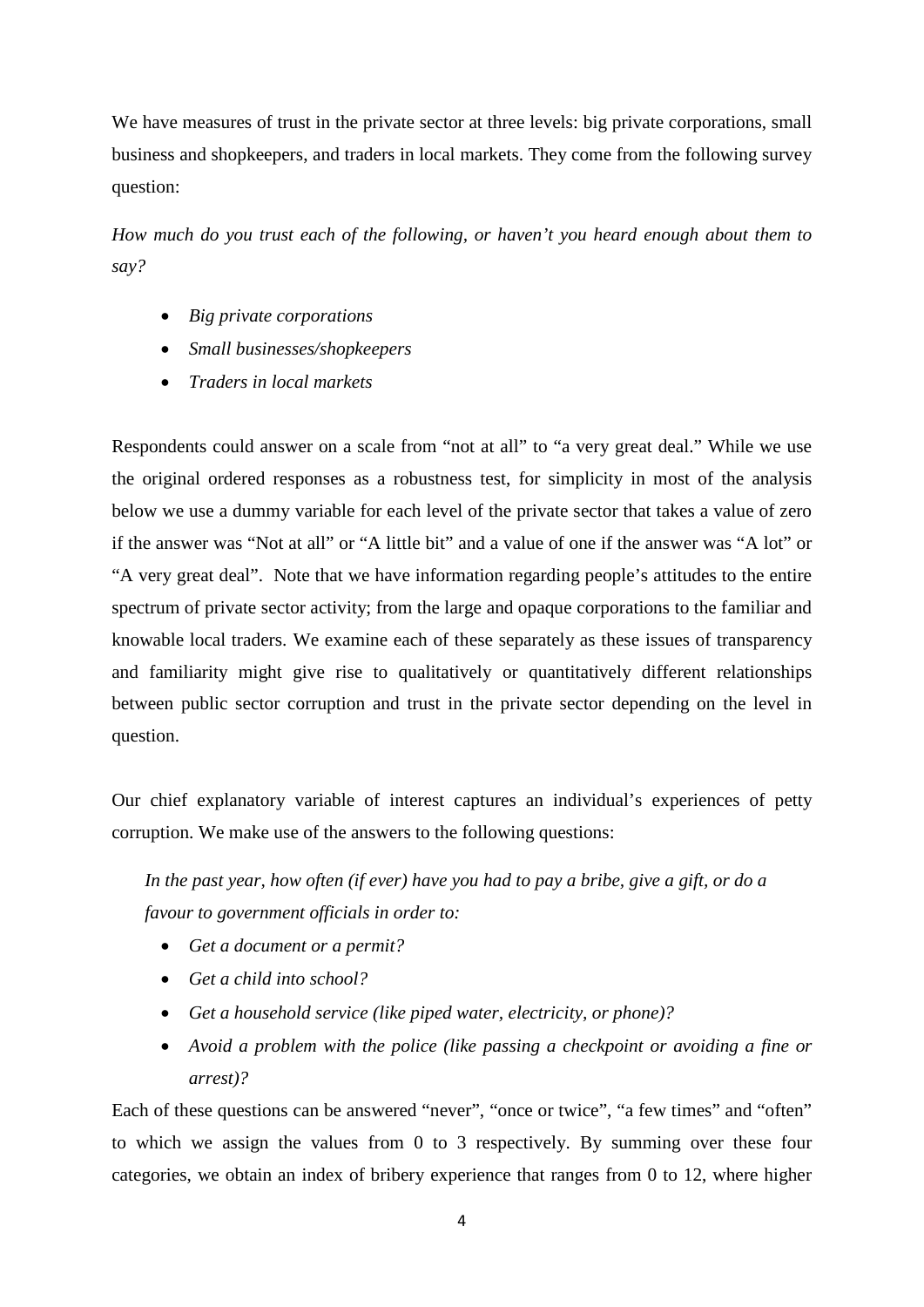We have measures of trust in the private sector at three levels: big private corporations, small business and shopkeepers, and traders in local markets. They come from the following survey question:

*How much do you trust each of the following, or haven't you heard enough about them to say?*

- *Big private corporations*
- *Small businesses/shopkeepers*
- *Traders in local markets*

Respondents could answer on a scale from "not at all" to "a very great deal." While we use the original ordered responses as a robustness test, for simplicity in most of the analysis below we use a dummy variable for each level of the private sector that takes a value of zero if the answer was "Not at all" or "A little bit" and a value of one if the answer was "A lot" or "A very great deal". Note that we have information regarding people's attitudes to the entire spectrum of private sector activity; from the large and opaque corporations to the familiar and knowable local traders. We examine each of these separately as these issues of transparency and familiarity might give rise to qualitatively or quantitatively different relationships between public sector corruption and trust in the private sector depending on the level in question.

Our chief explanatory variable of interest captures an individual's experiences of petty corruption. We make use of the answers to the following questions:

*In the past year, how often (if ever) have you had to pay a bribe, give a gift, or do a favour to government officials in order to:*

- *Get a document or a permit?*
- *Get a child into school?*
- *Get a household service (like piped water, electricity, or phone)?*
- *Avoid a problem with the police (like passing a checkpoint or avoiding a fine or arrest)?*

Each of these questions can be answered "never", "once or twice", "a few times" and "often" to which we assign the values from 0 to 3 respectively. By summing over these four categories, we obtain an index of bribery experience that ranges from 0 to 12, where higher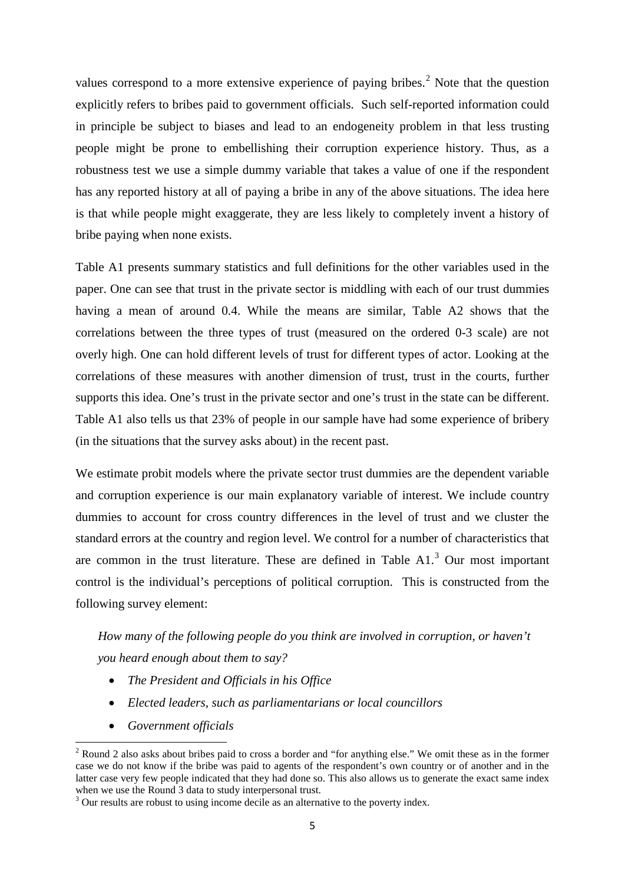values correspond to a more extensive experience of paying bribes.[2] Note that the question explicitly refers to bribes paid to government officials. Such self-reported information could in principle be subject to biases and lead to an endogeneity problem in that less trusting people might be prone to embellishing their corruption experience history. Thus, as a robustness test we use a simple dummy variable that takes a value of one if the respondent has any reported history at all of paying a bribe in any of the above situations. The idea here is that while people might exaggerate, they are less likely to completely invent a history of bribe paying when none exists.

Table A1 presents summary statistics and full definitions for the other variables used in the paper. One can see that trust in the private sector is middling with each of our trust dummies having a mean of around 0.4. While the means are similar, Table A2 shows that the correlations between the three types of trust (measured on the ordered 0-3 scale) are not overly high. One can hold different levels of trust for different types of actor. Looking at the correlations of these measures with another dimension of trust, trust in the courts, further supports this idea. One's trust in the private sector and one's trust in the state can be different. Table A1 also tells us that 23% of people in our sample have had some experience of bribery (in the situations that the survey asks about) in the recent past.

We estimate probit models where the private sector trust dummies are the dependent variable and corruption experience is our main explanatory variable of interest. We include country dummies to account for cross country differences in the level of trust and we cluster the standard errors at the country and region level. We control for a number of characteristics that are common in the trust literature. These are defined in Table A1.[3] Our most important control is the individual's perceptions of political corruption. This is constructed from the following survey element:

*How many of the following people do you think are involved in corruption, or haven't you heard enough about them to say?*

- *The President and Officials in his Office*
- *Elected leaders, such as parliamentarians or local councillors*
- *Government officials*

[2] Round 2 also asks about bribes paid to cross a border and "for anything else." We omit these as in the former case we do not know if the bribe was paid to agents of the respondent's own country or of another and in the latter case very few people indicated that they had done so. This also allows us to generate the exact same index when we use the Round 3 data to study interpersonal trust.

[3] Our results are robust to using income decile as an alternative to the poverty index.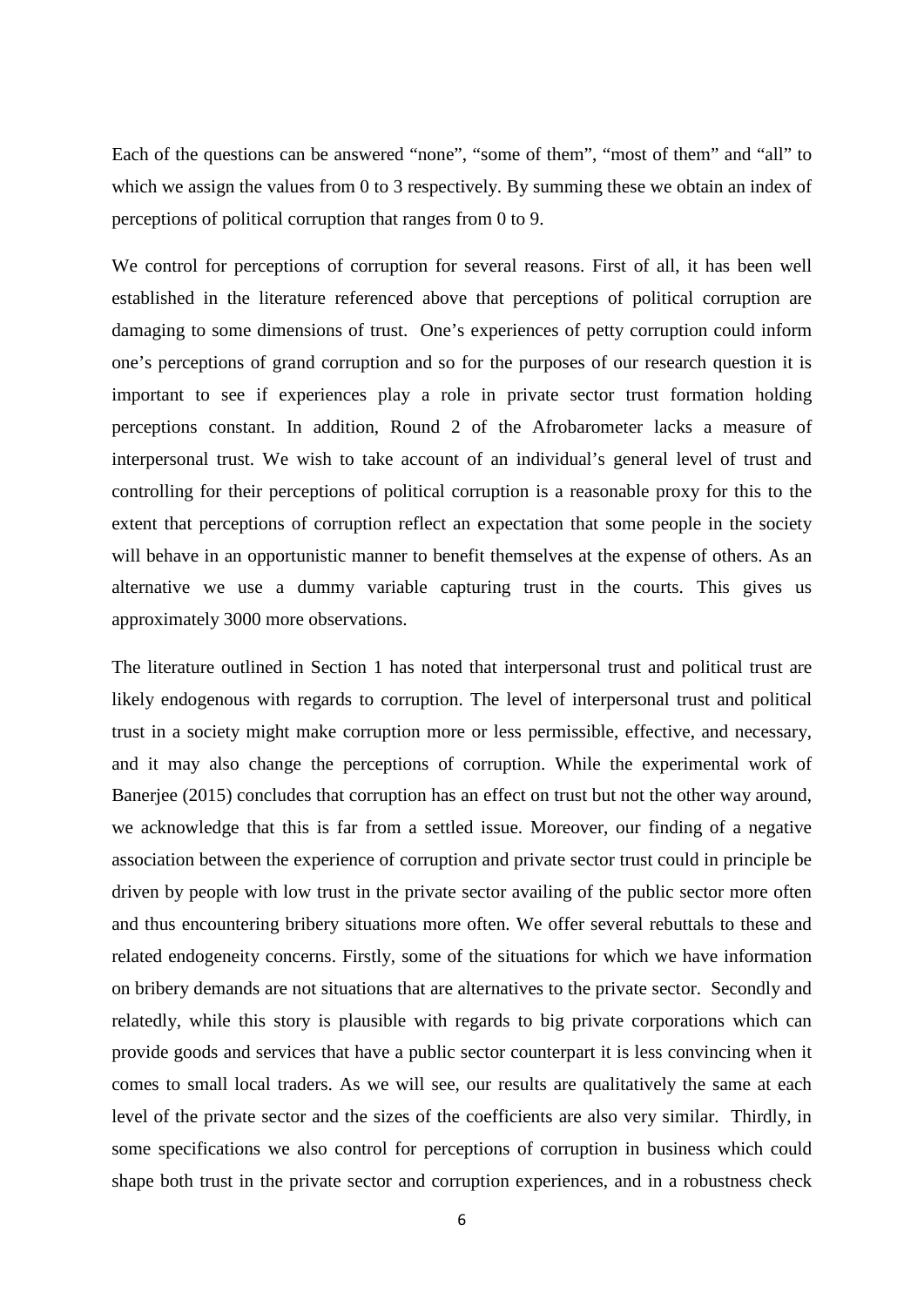Each of the questions can be answered "none", "some of them", "most of them" and "all" to which we assign the values from 0 to 3 respectively. By summing these we obtain an index of perceptions of political corruption that ranges from 0 to 9.

We control for perceptions of corruption for several reasons. First of all, it has been well established in the literature referenced above that perceptions of political corruption are damaging to some dimensions of trust. One's experiences of petty corruption could inform one's perceptions of grand corruption and so for the purposes of our research question it is important to see if experiences play a role in private sector trust formation holding perceptions constant. In addition, Round 2 of the Afrobarometer lacks a measure of interpersonal trust. We wish to take account of an individual's general level of trust and controlling for their perceptions of political corruption is a reasonable proxy for this to the extent that perceptions of corruption reflect an expectation that some people in the society will behave in an opportunistic manner to benefit themselves at the expense of others. As an alternative we use a dummy variable capturing trust in the courts. This gives us approximately 3000 more observations.

The literature outlined in Section 1 has noted that interpersonal trust and political trust are likely endogenous with regards to corruption. The level of interpersonal trust and political trust in a society might make corruption more or less permissible, effective, and necessary, and it may also change the perceptions of corruption. While the experimental work of Banerjee (2015) concludes that corruption has an effect on trust but not the other way around, we acknowledge that this is far from a settled issue. Moreover, our finding of a negative association between the experience of corruption and private sector trust could in principle be driven by people with low trust in the private sector availing of the public sector more often and thus encountering bribery situations more often. We offer several rebuttals to these and related endogeneity concerns. Firstly, some of the situations for which we have information on bribery demands are not situations that are alternatives to the private sector. Secondly and relatedly, while this story is plausible with regards to big private corporations which can provide goods and services that have a public sector counterpart it is less convincing when it comes to small local traders. As we will see, our results are qualitatively the same at each level of the private sector and the sizes of the coefficients are also very similar. Thirdly, in some specifications we also control for perceptions of corruption in business which could shape both trust in the private sector and corruption experiences, and in a robustness check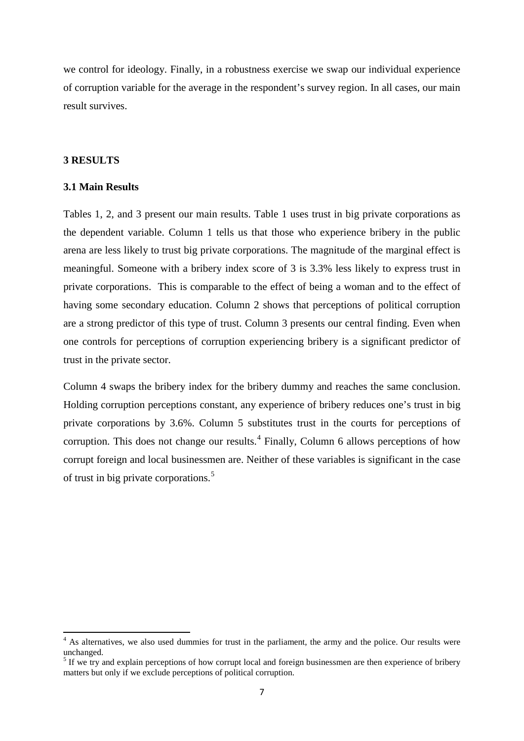we control for ideology. Finally, in a robustness exercise we swap our individual experience of corruption variable for the average in the respondent's survey region. In all cases, our main result survives.

## 3 RESULTS

### 3.1 Main Results

Tables 1, 2, and 3 present our main results. Table 1 uses trust in big private corporations as the dependent variable. Column 1 tells us that those who experience bribery in the public arena are less likely to trust big private corporations. The magnitude of the marginal effect is meaningful. Someone with a bribery index score of 3 is 3.3% less likely to express trust in private corporations. This is comparable to the effect of being a woman and to the effect of having some secondary education. Column 2 shows that perceptions of political corruption are a strong predictor of this type of trust. Column 3 presents our central finding. Even when one controls for perceptions of corruption experiencing bribery is a significant predictor of trust in the private sector.

Column 4 swaps the bribery index for the bribery dummy and reaches the same conclusion. Holding corruption perceptions constant, any experience of bribery reduces one's trust in big private corporations by 3.6%. Column 5 substitutes trust in the courts for perceptions of corruption. This does not change our results.[4] Finally, Column 6 allows perceptions of how corrupt foreign and local businessmen are. Neither of these variables is significant in the case of trust in big private corporations.[5]

---

[4] As alternatives, we also used dummies for trust in the parliament, the army and the police. Our results were unchanged.

[5] If we try and explain perceptions of how corrupt local and foreign businessmen are then experience of bribery matters but only if we exclude perceptions of political corruption.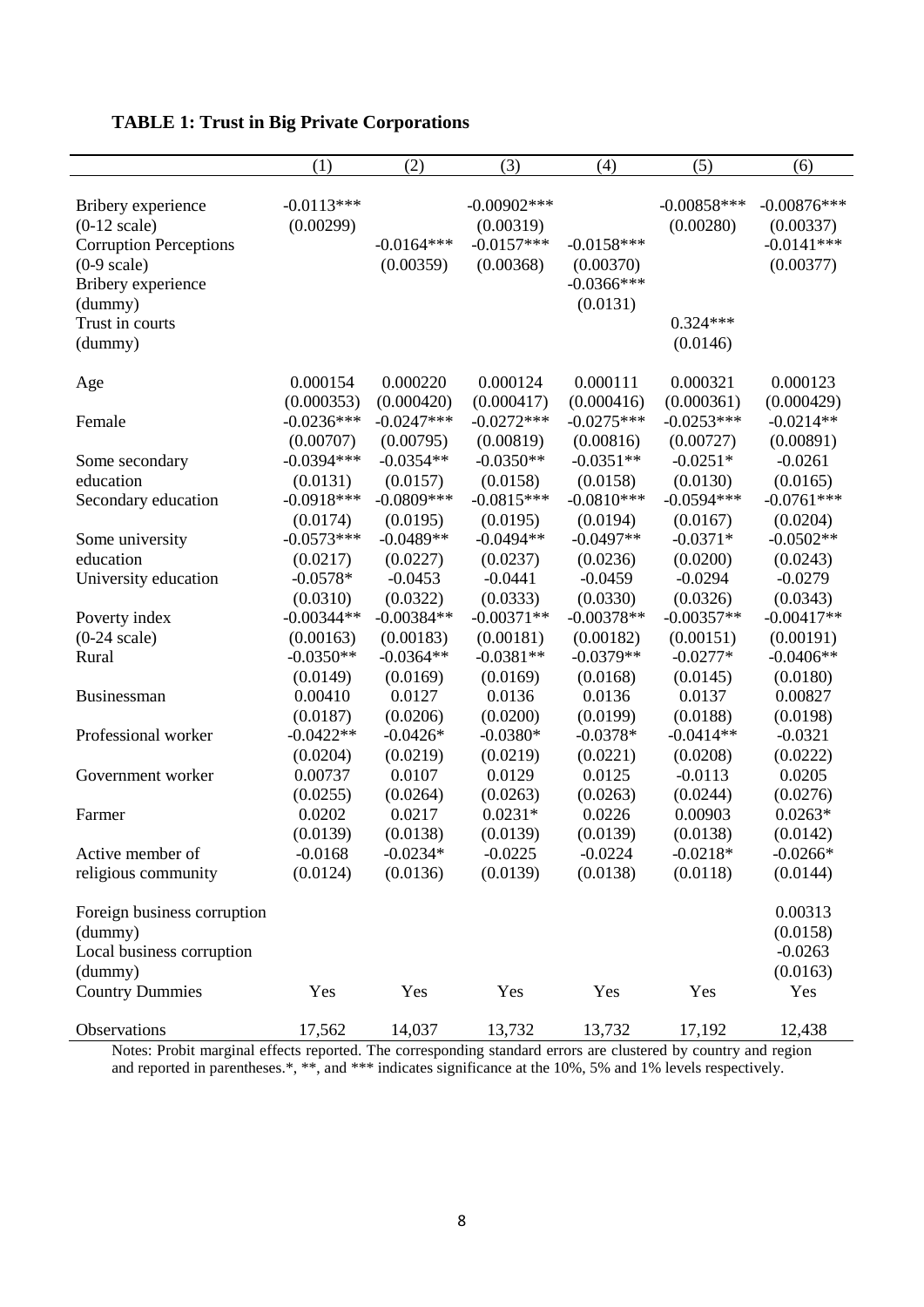**TABLE 1: Trust in Big Private Corporations**

| | (1) | (2) | (3) | (4) | (5) | (6) |
|---|---|---|---|---|---|---|
| Bribery experience | -0.0113*** | | -0.00902*** | | -0.00858*** | -0.00876*** |
| (0-12 scale) | (0.00299) | | (0.00319) | | (0.00280) | (0.00337) |
| Corruption Perceptions | | -0.0164*** | -0.0157*** | -0.0158*** | | -0.0141*** |
| (0-9 scale) | | (0.00359) | (0.00368) | (0.00370) | | (0.00377) |
| Bribery experience | | | | -0.0366*** | | |
| (dummy) | | | | (0.0131) | | |
| Trust in courts | | | | | 0.324*** | |
| (dummy) | | | | | (0.0146) | |
| Age | 0.000154 | 0.000220 | 0.000124 | 0.000111 | 0.000321 | 0.000123 |
| | (0.000353) | (0.000420) | (0.000417) | (0.000416) | (0.000361) | (0.000429) |
| Female | -0.0236*** | -0.0247*** | -0.0272*** | -0.0275*** | -0.0253*** | -0.0214** |
| | (0.00707) | (0.00795) | (0.00819) | (0.00816) | (0.00727) | (0.00891) |
| Some secondary | -0.0394*** | -0.0354** | -0.0350** | -0.0351** | -0.0251* | -0.0261 |
| education | (0.0131) | (0.0157) | (0.0158) | (0.0158) | (0.0130) | (0.0165) |
| Secondary education | -0.0918*** | -0.0809*** | -0.0815*** | -0.0810*** | -0.0594*** | -0.0761*** |
| | (0.0174) | (0.0195) | (0.0195) | (0.0194) | (0.0167) | (0.0204) |
| Some university | -0.0573*** | -0.0489** | -0.0494** | -0.0497** | -0.0371* | -0.0502** |
| education | (0.0217) | (0.0227) | (0.0237) | (0.0236) | (0.0200) | (0.0243) |
| University education | -0.0578* | -0.0453 | -0.0441 | -0.0459 | -0.0294 | -0.0279 |
| | (0.0310) | (0.0322) | (0.0333) | (0.0330) | (0.0326) | (0.0343) |
| Poverty index | -0.00344** | -0.00384** | -0.00371** | -0.00378** | -0.00357** | -0.00417** |
| (0-24 scale) | (0.00163) | (0.00183) | (0.00181) | (0.00182) | (0.00151) | (0.00191) |
| Rural | -0.0350** | -0.0364** | -0.0381** | -0.0379** | -0.0277* | -0.0406** |
| | (0.0149) | (0.0169) | (0.0169) | (0.0168) | (0.0145) | (0.0180) |
| Businessman | 0.00410 | 0.0127 | 0.0136 | 0.0136 | 0.0137 | 0.00827 |
| | (0.0187) | (0.0206) | (0.0200) | (0.0199) | (0.0188) | (0.0198) |
| Professional worker | -0.0422** | -0.0426* | -0.0380* | -0.0378* | -0.0414** | -0.0321 |
| | (0.0204) | (0.0219) | (0.0219) | (0.0221) | (0.0208) | (0.0222) |
| Government worker | 0.00737 | 0.0107 | 0.0129 | 0.0125 | -0.0113 | 0.0205 |
| | (0.0255) | (0.0264) | (0.0263) | (0.0263) | (0.0244) | (0.0276) |
| Farmer | 0.0202 | 0.0217 | 0.0231* | 0.0226 | 0.00903 | 0.0263* |
| | (0.0139) | (0.0138) | (0.0139) | (0.0139) | (0.0138) | (0.0142) |
| Active member of | -0.0168 | -0.0234* | -0.0225 | -0.0224 | -0.0218* | -0.0266* |
| religious community | (0.0124) | (0.0136) | (0.0139) | (0.0138) | (0.0118) | (0.0144) |
| Foreign business corruption | | | | | | 0.00313 |
| (dummy) | | | | | | (0.0158) |
| Local business corruption | | | | | | -0.0263 |
| (dummy) | | | | | | (0.0163) |
| Country Dummies | Yes | Yes | Yes | Yes | Yes | Yes |
| Observations | 17,562 | 14,037 | 13,732 | 13,732 | 17,192 | 12,438 |

Notes: Probit marginal effects reported. The corresponding standard errors are clustered by country and region and reported in parentheses.*, **, and *** indicates significance at the 10%, 5% and 1% levels respectively.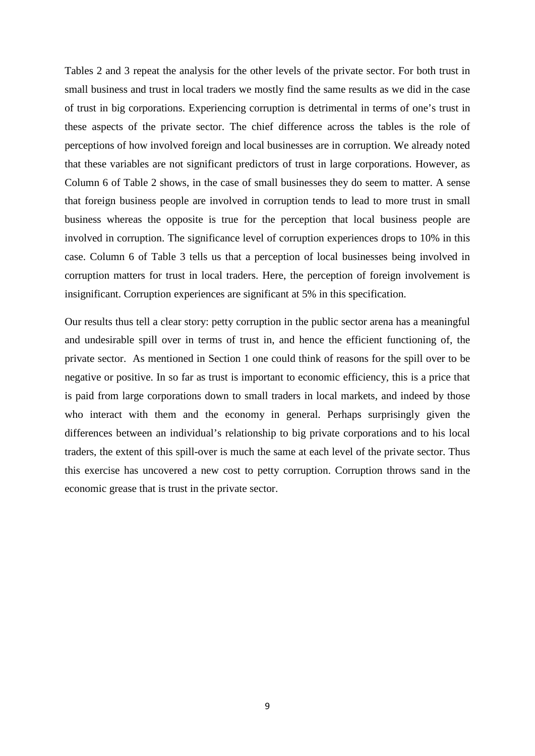Tables 2 and 3 repeat the analysis for the other levels of the private sector. For both trust in small business and trust in local traders we mostly find the same results as we did in the case of trust in big corporations. Experiencing corruption is detrimental in terms of one's trust in these aspects of the private sector. The chief difference across the tables is the role of perceptions of how involved foreign and local businesses are in corruption. We already noted that these variables are not significant predictors of trust in large corporations. However, as Column 6 of Table 2 shows, in the case of small businesses they do seem to matter. A sense that foreign business people are involved in corruption tends to lead to more trust in small business whereas the opposite is true for the perception that local business people are involved in corruption. The significance level of corruption experiences drops to 10% in this case. Column 6 of Table 3 tells us that a perception of local businesses being involved in corruption matters for trust in local traders. Here, the perception of foreign involvement is insignificant. Corruption experiences are significant at 5% in this specification.

Our results thus tell a clear story: petty corruption in the public sector arena has a meaningful and undesirable spill over in terms of trust in, and hence the efficient functioning of, the private sector. As mentioned in Section 1 one could think of reasons for the spill over to be negative or positive. In so far as trust is important to economic efficiency, this is a price that is paid from large corporations down to small traders in local markets, and indeed by those who interact with them and the economy in general. Perhaps surprisingly given the differences between an individual's relationship to big private corporations and to his local traders, the extent of this spill-over is much the same at each level of the private sector. Thus this exercise has uncovered a new cost to petty corruption. Corruption throws sand in the economic grease that is trust in the private sector.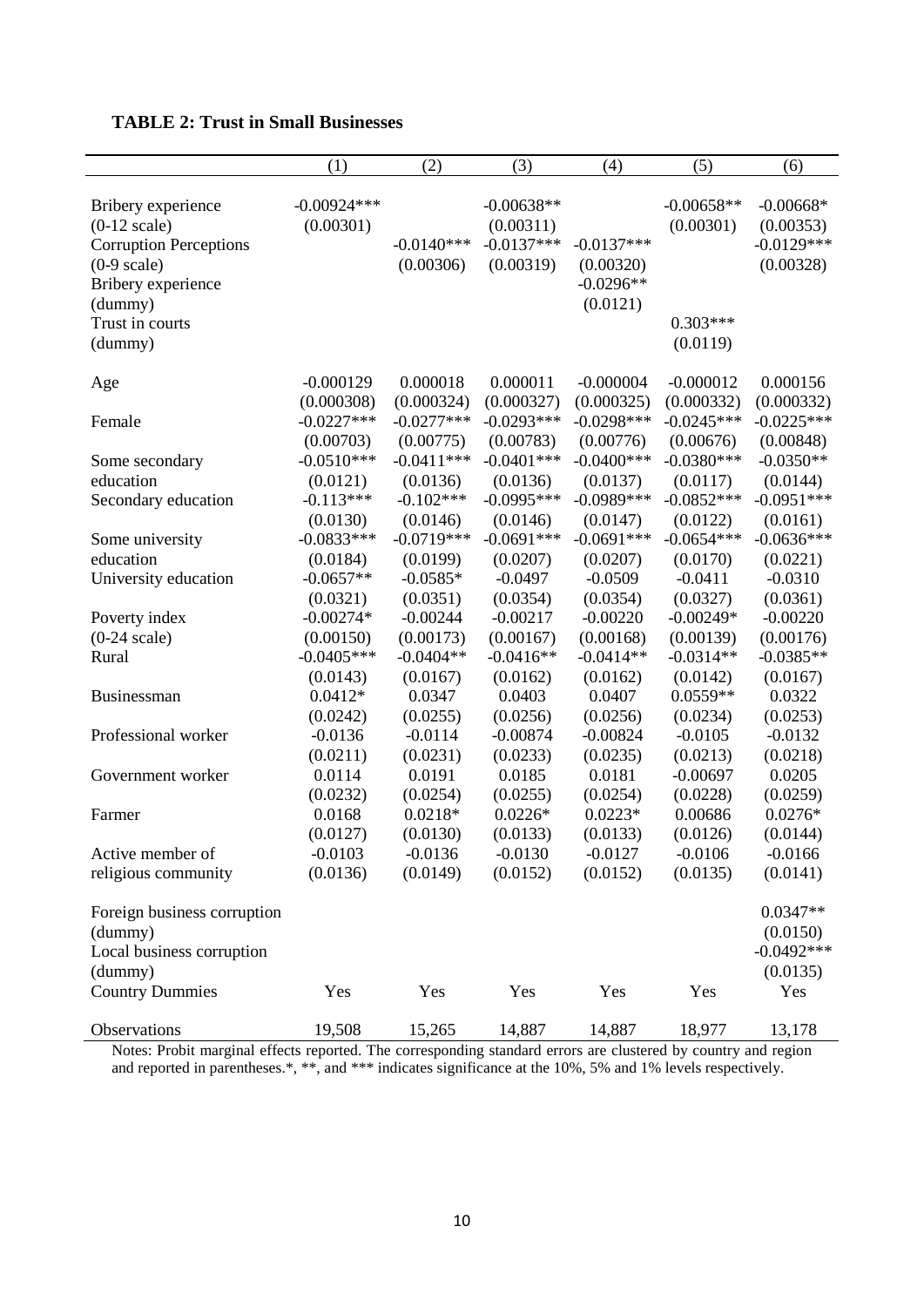**TABLE 2: Trust in Small Businesses**

| | (1) | (2) | (3) | (4) | (5) | (6) |
|---|---|---|---|---|---|---|
| Bribery experience | -0.00924*** | | -0.00638** | | -0.00658** | -0.00668* |
| (0-12 scale) | (0.00301) | | (0.00311) | | (0.00301) | (0.00353) |
| Corruption Perceptions | | -0.0140*** | -0.0137*** | -0.0137*** | | -0.0129*** |
| (0-9 scale) | | (0.00306) | (0.00319) | (0.00320) | | (0.00328) |
| Bribery experience | | | | -0.0296** | | |
| (dummy) | | | | (0.0121) | | |
| Trust in courts | | | | | 0.303*** | |
| (dummy) | | | | | (0.0119) | |
| Age | -0.000129 | 0.000018 | 0.000011 | -0.000004 | -0.000012 | 0.000156 |
| | (0.000308) | (0.000324) | (0.000327) | (0.000325) | (0.000332) | (0.000332) |
| Female | -0.0227*** | -0.0277*** | -0.0293*** | -0.0298*** | -0.0245*** | -0.0225*** |
| | (0.00703) | (0.00775) | (0.00783) | (0.00776) | (0.00676) | (0.00848) |
| Some secondary | -0.0510*** | -0.0411*** | -0.0401*** | -0.0400*** | -0.0380*** | -0.0350** |
| education | (0.0121) | (0.0136) | (0.0136) | (0.0137) | (0.0117) | (0.0144) |
| Secondary education | -0.113*** | -0.102*** | -0.0995*** | -0.0989*** | -0.0852*** | -0.0951*** |
| | (0.0130) | (0.0146) | (0.0146) | (0.0147) | (0.0122) | (0.0161) |
| Some university | -0.0833*** | -0.0719*** | -0.0691*** | -0.0691*** | -0.0654*** | -0.0636*** |
| education | (0.0184) | (0.0199) | (0.0207) | (0.0207) | (0.0170) | (0.0221) |
| University education | -0.0657** | -0.0585* | -0.0497 | -0.0509 | -0.0411 | -0.0310 |
| | (0.0321) | (0.0351) | (0.0354) | (0.0354) | (0.0327) | (0.0361) |
| Poverty index | -0.00274* | -0.00244 | -0.00217 | -0.00220 | -0.00249* | -0.00220 |
| (0-24 scale) | (0.00150) | (0.00173) | (0.00167) | (0.00168) | (0.00139) | (0.00176) |
| Rural | -0.0405*** | -0.0404** | -0.0416** | -0.0414** | -0.0314** | -0.0385** |
| | (0.0143) | (0.0167) | (0.0162) | (0.0162) | (0.0142) | (0.0167) |
| Businessman | 0.0412* | 0.0347 | 0.0403 | 0.0407 | 0.0559** | 0.0322 |
| | (0.0242) | (0.0255) | (0.0256) | (0.0256) | (0.0234) | (0.0253) |
| Professional worker | -0.0136 | -0.0114 | -0.00874 | -0.00824 | -0.0105 | -0.0132 |
| | (0.0211) | (0.0231) | (0.0233) | (0.0235) | (0.0213) | (0.0218) |
| Government worker | 0.0114 | 0.0191 | 0.0185 | 0.0181 | -0.00697 | 0.0205 |
| | (0.0232) | (0.0254) | (0.0255) | (0.0254) | (0.0228) | (0.0259) |
| Farmer | 0.0168 | 0.0218* | 0.0226* | 0.0223* | 0.00686 | 0.0276* |
| | (0.0127) | (0.0130) | (0.0133) | (0.0133) | (0.0126) | (0.0144) |
| Active member of | -0.0103 | -0.0136 | -0.0130 | -0.0127 | -0.0106 | -0.0166 |
| religious community | (0.0136) | (0.0149) | (0.0152) | (0.0152) | (0.0135) | (0.0141) |
| Foreign business corruption | | | | | | 0.0347** |
| (dummy) | | | | | | (0.0150) |
| Local business corruption | | | | | | -0.0492*** |
| (dummy) | | | | | | (0.0135) |
| Country Dummies | Yes | Yes | Yes | Yes | Yes | Yes |
| Observations | 19,508 | 15,265 | 14,887 | 14,887 | 18,977 | 13,178 |

Notes: Probit marginal effects reported. The corresponding standard errors are clustered by country and region and reported in parentheses.*, **, and *** indicates significance at the 10%, 5% and 1% levels respectively.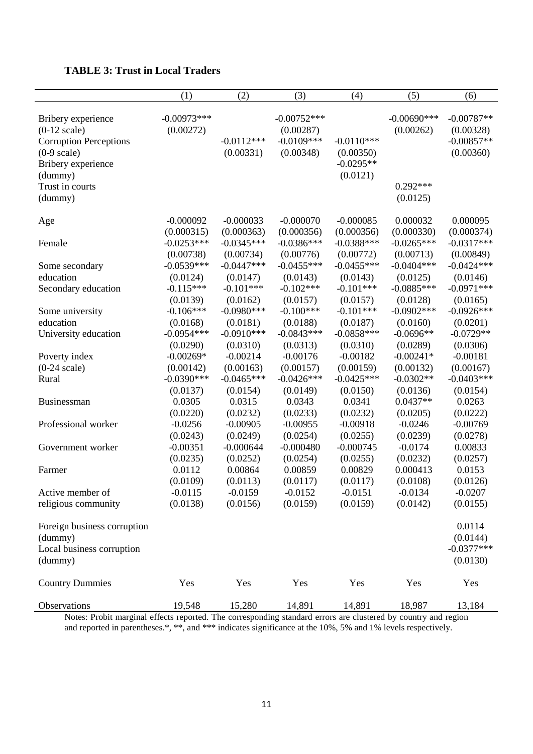**TABLE 3: Trust in Local Traders**

| | (1) | (2) | (3) | (4) | (5) | (6) |
|---|---|---|---|---|---|---|
| Bribery experience | -0.00973*** | | -0.00752*** | | -0.00690*** | -0.00787** |
| (0-12 scale) | (0.00272) | | (0.00287) | | (0.00262) | (0.00328) |
| Corruption Perceptions | | -0.0112*** | -0.0109*** | -0.0110*** | | -0.00857** |
| (0-9 scale) | | (0.00331) | (0.00348) | (0.00350) | | (0.00360) |
| Bribery experience | | | | -0.0295** | | |
| (dummy) | | | | (0.0121) | | |
| Trust in courts | | | | | 0.292*** | |
| (dummy) | | | | | (0.0125) | |
| Age | -0.000092 | -0.000033 | -0.000070 | -0.000085 | 0.000032 | 0.000095 |
| | (0.000315) | (0.000363) | (0.000356) | (0.000356) | (0.000330) | (0.000374) |
| Female | -0.0253*** | -0.0345*** | -0.0386*** | -0.0388*** | -0.0265*** | -0.0317*** |
| | (0.00738) | (0.00734) | (0.00776) | (0.00772) | (0.00713) | (0.00849) |
| Some secondary | -0.0539*** | -0.0447*** | -0.0455*** | -0.0455*** | -0.0404*** | -0.0424*** |
| education | (0.0124) | (0.0147) | (0.0143) | (0.0143) | (0.0125) | (0.0146) |
| Secondary education | -0.115*** | -0.101*** | -0.102*** | -0.101*** | -0.0885*** | -0.0971*** |
| | (0.0139) | (0.0162) | (0.0157) | (0.0157) | (0.0128) | (0.0165) |
| Some university | -0.106*** | -0.0980*** | -0.100*** | -0.101*** | -0.0902*** | -0.0926*** |
| education | (0.0168) | (0.0181) | (0.0188) | (0.0187) | (0.0160) | (0.0201) |
| University education | -0.0954*** | -0.0910*** | -0.0843*** | -0.0858*** | -0.0696** | -0.0729** |
| | (0.0290) | (0.0310) | (0.0313) | (0.0310) | (0.0289) | (0.0306) |
| Poverty index | -0.00269* | -0.00214 | -0.00176 | -0.00182 | -0.00241* | -0.00181 |
| (0-24 scale) | (0.00142) | (0.00163) | (0.00157) | (0.00159) | (0.00132) | (0.00167) |
| Rural | -0.0390*** | -0.0465*** | -0.0426*** | -0.0425*** | -0.0302** | -0.0403*** |
| | (0.0137) | (0.0154) | (0.0149) | (0.0150) | (0.0136) | (0.0154) |
| Businessman | 0.0305 | 0.0315 | 0.0343 | 0.0341 | 0.0437** | 0.0263 |
| | (0.0220) | (0.0232) | (0.0233) | (0.0232) | (0.0205) | (0.0222) |
| Professional worker | -0.0256 | -0.00905 | -0.00955 | -0.00918 | -0.0246 | -0.00769 |
| | (0.0243) | (0.0249) | (0.0254) | (0.0255) | (0.0239) | (0.0278) |
| Government worker | -0.00351 | -0.000644 | -0.000480 | -0.000745 | -0.0174 | 0.00833 |
| | (0.0235) | (0.0252) | (0.0254) | (0.0255) | (0.0232) | (0.0257) |
| Farmer | 0.0112 | 0.00864 | 0.00859 | 0.00829 | 0.000413 | 0.0153 |
| | (0.0109) | (0.0113) | (0.0117) | (0.0117) | (0.0108) | (0.0126) |
| Active member of | -0.0115 | -0.0159 | -0.0152 | -0.0151 | -0.0134 | -0.0207 |
| religious community | (0.0138) | (0.0156) | (0.0159) | (0.0159) | (0.0142) | (0.0155) |
| Foreign business corruption | | | | | | 0.0114 |
| (dummy) | | | | | | (0.0144) |
| Local business corruption | | | | | | -0.0377*** |
| (dummy) | | | | | | (0.0130) |
| Country Dummies | Yes | Yes | Yes | Yes | Yes | Yes |
| Observations | 19,548 | 15,280 | 14,891 | 14,891 | 18,987 | 13,184 |

Notes: Probit marginal effects reported. The corresponding standard errors are clustered by country and region and reported in parentheses.*, **, and *** indicates significance at the 10%, 5% and 1% levels respectively.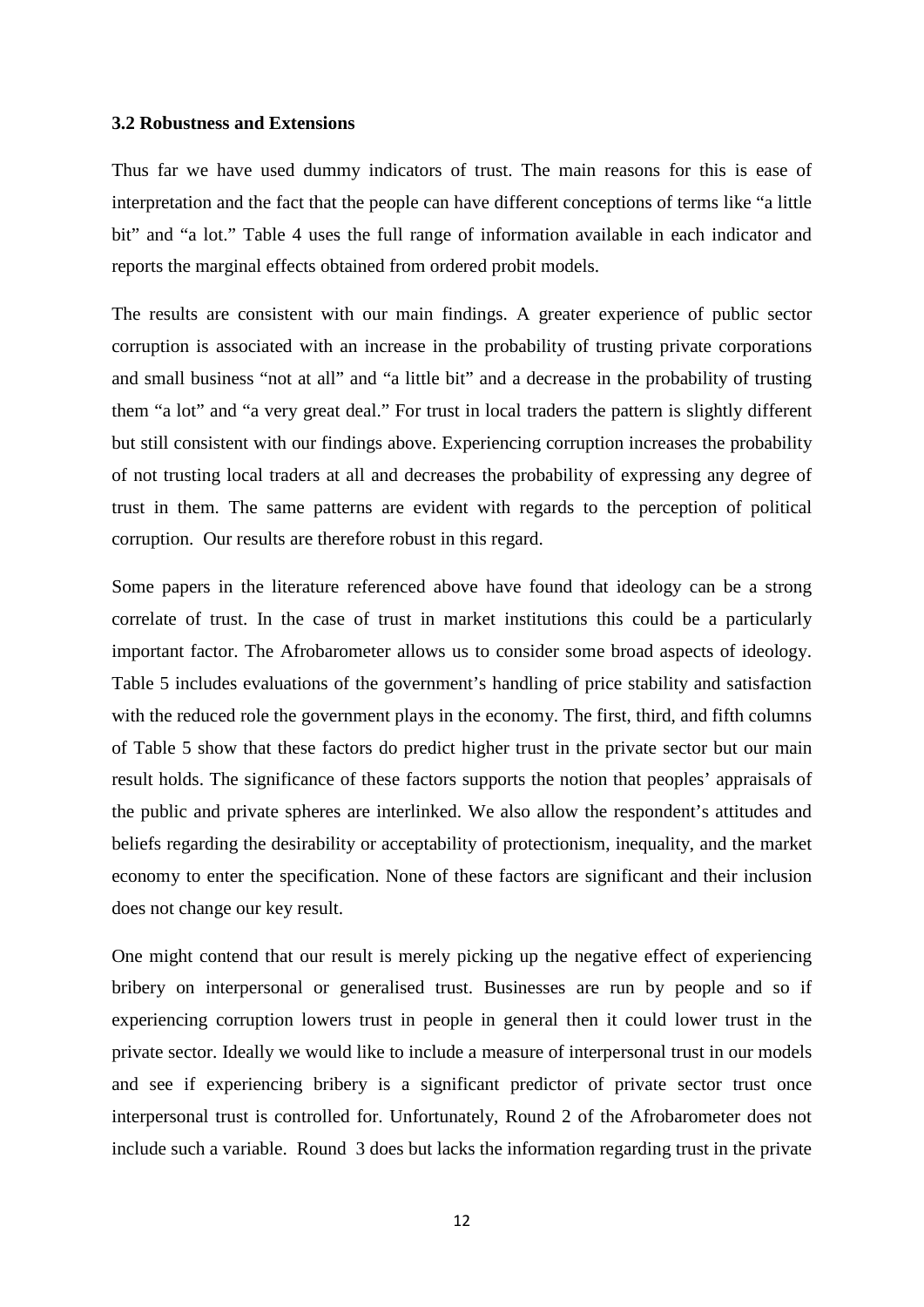### 3.2 Robustness and Extensions

Thus far we have used dummy indicators of trust. The main reasons for this is ease of interpretation and the fact that the people can have different conceptions of terms like "a little bit" and "a lot." Table 4 uses the full range of information available in each indicator and reports the marginal effects obtained from ordered probit models.

The results are consistent with our main findings. A greater experience of public sector corruption is associated with an increase in the probability of trusting private corporations and small business "not at all" and "a little bit" and a decrease in the probability of trusting them "a lot" and "a very great deal." For trust in local traders the pattern is slightly different but still consistent with our findings above. Experiencing corruption increases the probability of not trusting local traders at all and decreases the probability of expressing any degree of trust in them. The same patterns are evident with regards to the perception of political corruption. Our results are therefore robust in this regard.

Some papers in the literature referenced above have found that ideology can be a strong correlate of trust. In the case of trust in market institutions this could be a particularly important factor. The Afrobarometer allows us to consider some broad aspects of ideology. Table 5 includes evaluations of the government's handling of price stability and satisfaction with the reduced role the government plays in the economy. The first, third, and fifth columns of Table 5 show that these factors do predict higher trust in the private sector but our main result holds. The significance of these factors supports the notion that peoples' appraisals of the public and private spheres are interlinked. We also allow the respondent's attitudes and beliefs regarding the desirability or acceptability of protectionism, inequality, and the market economy to enter the specification. None of these factors are significant and their inclusion does not change our key result.

One might contend that our result is merely picking up the negative effect of experiencing bribery on interpersonal or generalised trust. Businesses are run by people and so if experiencing corruption lowers trust in people in general then it could lower trust in the private sector. Ideally we would like to include a measure of interpersonal trust in our models and see if experiencing bribery is a significant predictor of private sector trust once interpersonal trust is controlled for. Unfortunately, Round 2 of the Afrobarometer does not include such a variable. Round 3 does but lacks the information regarding trust in the private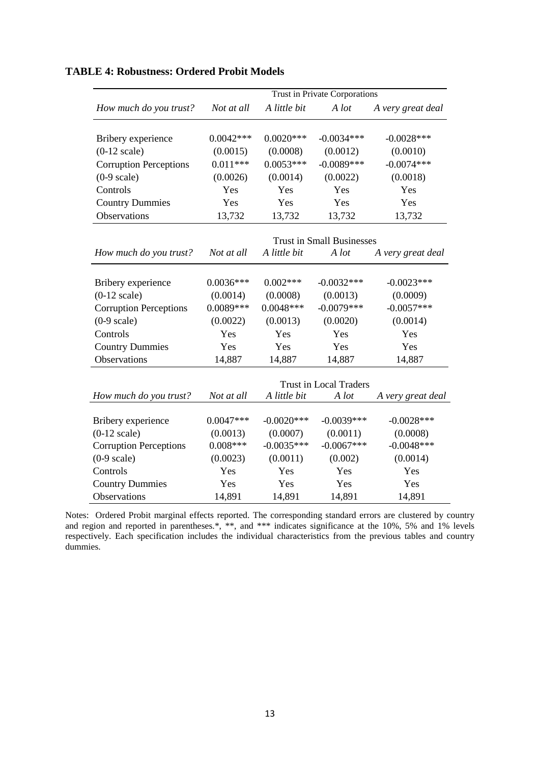**TABLE 4: Robustness: Ordered Probit Models**

| | Trust in Private Corporations | | | |
|---|---|---|---|---|
| *How much do you trust?* | *Not at all* | *A little bit* | *A lot* | *A very great deal* |
| Bribery experience | 0.0042*** | 0.0020*** | -0.0034*** | -0.0028*** |
| (0-12 scale) | (0.0015) | (0.0008) | (0.0012) | (0.0010) |
| Corruption Perceptions | 0.011*** | 0.0053*** | -0.0089*** | -0.0074*** |
| (0-9 scale) | (0.0026) | (0.0014) | (0.0022) | (0.0018) |
| Controls | Yes | Yes | Yes | Yes |
| Country Dummies | Yes | Yes | Yes | Yes |
| Observations | 13,732 | 13,732 | 13,732 | 13,732 |
| | Trust in Small Businesses | | | |
| *How much do you trust?* | *Not at all* | *A little bit* | *A lot* | *A very great deal* |
| Bribery experience | 0.0036*** | 0.002*** | -0.0032*** | -0.0023*** |
| (0-12 scale) | (0.0014) | (0.0008) | (0.0013) | (0.0009) |
| Corruption Perceptions | 0.0089*** | 0.0048*** | -0.0079*** | -0.0057*** |
| (0-9 scale) | (0.0022) | (0.0013) | (0.0020) | (0.0014) |
| Controls | Yes | Yes | Yes | Yes |
| Country Dummies | Yes | Yes | Yes | Yes |
| Observations | 14,887 | 14,887 | 14,887 | 14,887 |
| | Trust in Local Traders | | | |
| *How much do you trust?* | *Not at all* | *A little bit* | *A lot* | *A very great deal* |
| Bribery experience | 0.0047*** | -0.0020*** | -0.0039*** | -0.0028*** |
| (0-12 scale) | (0.0013) | (0.0007) | (0.0011) | (0.0008) |
| Corruption Perceptions | 0.008*** | -0.0035*** | -0.0067*** | -0.0048*** |
| (0-9 scale) | (0.0023) | (0.0011) | (0.002) | (0.0014) |
| Controls | Yes | Yes | Yes | Yes |
| Country Dummies | Yes | Yes | Yes | Yes |
| Observations | 14,891 | 14,891 | 14,891 | 14,891 |

Notes: Ordered Probit marginal effects reported. The corresponding standard errors are clustered by country and region and reported in parentheses.*, **, and *** indicates significance at the 10%, 5% and 1% levels respectively. Each specification includes the individual characteristics from the previous tables and country dummies.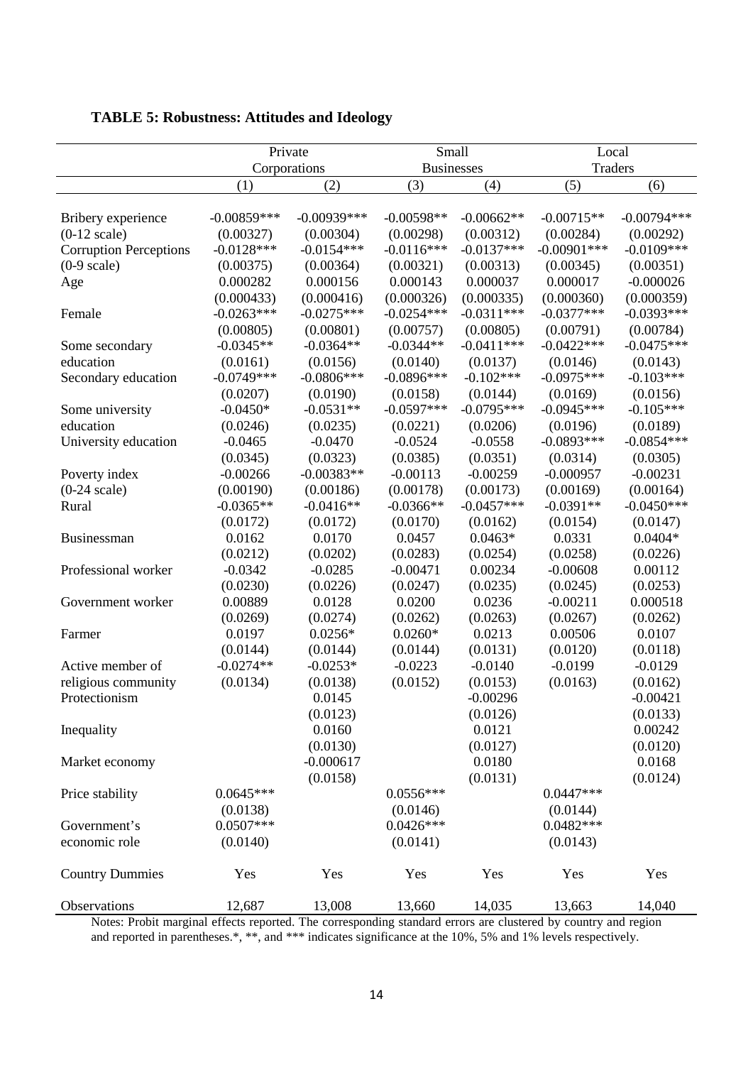**TABLE 5: Robustness: Attitudes and Ideology**

| | Private Corporations | | Small Businesses | | Local Traders | |
|---|---|---|---|---|---|---|
| | (1) | (2) | (3) | (4) | (5) | (6) |
| Bribery experience | -0.00859*** | -0.00939*** | -0.00598** | -0.00662** | -0.00715** | -0.00794*** |
| (0-12 scale) | (0.00327) | (0.00304) | (0.00298) | (0.00312) | (0.00284) | (0.00292) |
| Corruption Perceptions | -0.0128*** | -0.0154*** | -0.0116*** | -0.0137*** | -0.00901*** | -0.0109*** |
| (0-9 scale) | (0.00375) | (0.00364) | (0.00321) | (0.00313) | (0.00345) | (0.00351) |
| Age | 0.000282 | 0.000156 | 0.000143 | 0.000037 | 0.000017 | -0.000026 |
| | (0.000433) | (0.000416) | (0.000326) | (0.000335) | (0.000360) | (0.000359) |
| Female | -0.0263*** | -0.0275*** | -0.0254*** | -0.0311*** | -0.0377*** | -0.0393*** |
| | (0.00805) | (0.00801) | (0.00757) | (0.00805) | (0.00791) | (0.00784) |
| Some secondary education | -0.0345** | -0.0364** | -0.0344** | -0.0411*** | -0.0422*** | -0.0475*** |
| | (0.0161) | (0.0156) | (0.0140) | (0.0137) | (0.0146) | (0.0143) |
| Secondary education | -0.0749*** | -0.0806*** | -0.0896*** | -0.102*** | -0.0975*** | -0.103*** |
| | (0.0207) | (0.0190) | (0.0158) | (0.0144) | (0.0169) | (0.0156) |
| Some university education | -0.0450* | -0.0531** | -0.0597*** | -0.0795*** | -0.0945*** | -0.105*** |
| | (0.0246) | (0.0235) | (0.0221) | (0.0206) | (0.0196) | (0.0189) |
| University education | -0.0465 | -0.0470 | -0.0524 | -0.0558 | -0.0893*** | -0.0854*** |
| | (0.0345) | (0.0323) | (0.0385) | (0.0351) | (0.0314) | (0.0305) |
| Poverty index | -0.00266 | -0.00383** | -0.00113 | -0.00259 | -0.000957 | -0.00231 |
| (0-24 scale) | (0.00190) | (0.00186) | (0.00178) | (0.00173) | (0.00169) | (0.00164) |
| Rural | -0.0365** | -0.0416** | -0.0366** | -0.0457*** | -0.0391** | -0.0450*** |
| | (0.0172) | (0.0172) | (0.0170) | (0.0162) | (0.0154) | (0.0147) |
| Businessman | 0.0162 | 0.0170 | 0.0457 | 0.0463* | 0.0331 | 0.0404* |
| | (0.0212) | (0.0202) | (0.0283) | (0.0254) | (0.0258) | (0.0226) |
| Professional worker | -0.0342 | -0.0285 | -0.00471 | 0.00234 | -0.00608 | 0.00112 |
| | (0.0230) | (0.0226) | (0.0247) | (0.0235) | (0.0245) | (0.0253) |
| Government worker | 0.00889 | 0.0128 | 0.0200 | 0.0236 | -0.00211 | 0.000518 |
| | (0.0269) | (0.0274) | (0.0262) | (0.0263) | (0.0267) | (0.0262) |
| Farmer | 0.0197 | 0.0256* | 0.0260* | 0.0213 | 0.00506 | 0.0107 |
| | (0.0144) | (0.0144) | (0.0144) | (0.0131) | (0.0120) | (0.0118) |
| Active member of religious community | -0.0274** | -0.0253* | -0.0223 | -0.0140 | -0.0199 | -0.0129 |
| | (0.0134) | (0.0138) | (0.0152) | (0.0153) | (0.0163) | (0.0162) |
| Protectionism | | 0.0145 | | -0.00296 | | -0.00421 |
| | | (0.0123) | | (0.0126) | | (0.0133) |
| Inequality | | 0.0160 | | 0.0121 | | 0.00242 |
| | | (0.0130) | | (0.0127) | | (0.0120) |
| Market economy | | -0.000617 | | 0.0180 | | 0.0168 |
| | | (0.0158) | | (0.0131) | | (0.0124) |
| Price stability | 0.0645*** | | 0.0556*** | | 0.0447*** | |
| | (0.0138) | | (0.0146) | | (0.0144) | |
| Government's economic role | 0.0507*** | | 0.0426*** | | 0.0482*** | |
| | (0.0140) | | (0.0141) | | (0.0143) | |
| Country Dummies | Yes | Yes | Yes | Yes | Yes | Yes |
| Observations | 12,687 | 13,008 | 13,660 | 14,035 | 13,663 | 14,040 |

Notes: Probit marginal effects reported. The corresponding standard errors are clustered by country and region and reported in parentheses.*, **, and *** indicates significance at the 10%, 5% and 1% levels respectively.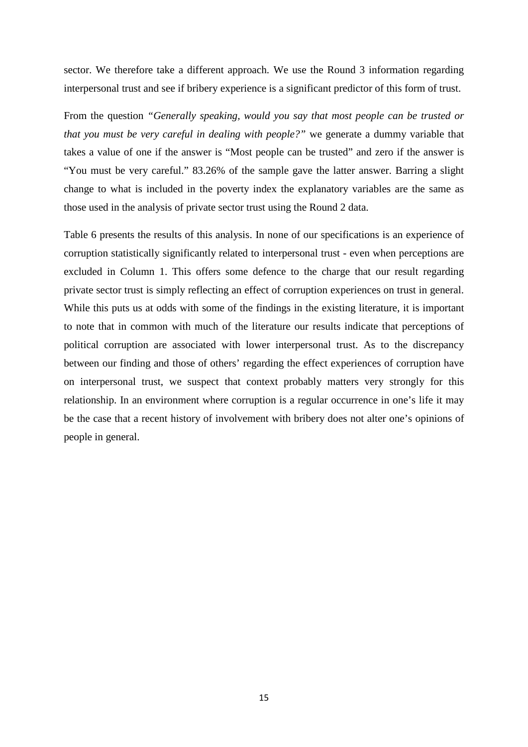sector. We therefore take a different approach. We use the Round 3 information regarding interpersonal trust and see if bribery experience is a significant predictor of this form of trust.

From the question *"Generally speaking, would you say that most people can be trusted or that you must be very careful in dealing with people?"* we generate a dummy variable that takes a value of one if the answer is "Most people can be trusted" and zero if the answer is "You must be very careful." 83.26% of the sample gave the latter answer. Barring a slight change to what is included in the poverty index the explanatory variables are the same as those used in the analysis of private sector trust using the Round 2 data.

Table 6 presents the results of this analysis. In none of our specifications is an experience of corruption statistically significantly related to interpersonal trust - even when perceptions are excluded in Column 1. This offers some defence to the charge that our result regarding private sector trust is simply reflecting an effect of corruption experiences on trust in general. While this puts us at odds with some of the findings in the existing literature, it is important to note that in common with much of the literature our results indicate that perceptions of political corruption are associated with lower interpersonal trust. As to the discrepancy between our finding and those of others' regarding the effect experiences of corruption have on interpersonal trust, we suspect that context probably matters very strongly for this relationship. In an environment where corruption is a regular occurrence in one's life it may be the case that a recent history of involvement with bribery does not alter one's opinions of people in general.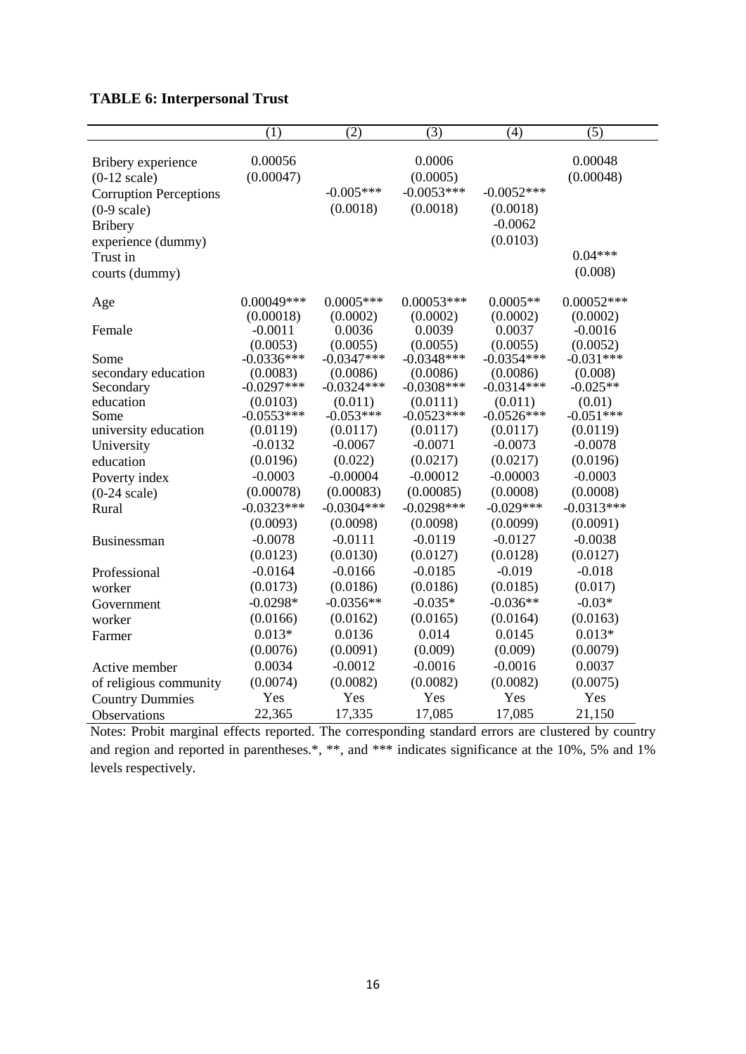**TABLE 6: Interpersonal Trust**

| | (1) | (2) | (3) | (4) | (5) |
|---|---|---|---|---|---|
| Bribery experience (0-12 scale) | 0.00056 | | 0.0006 | | 0.00048 |
| | (0.00047) | | (0.0005) | | (0.00048) |
| Corruption Perceptions (0-9 scale) | | -0.005*** | -0.0053*** | -0.0052*** | |
| | | (0.0018) | (0.0018) | (0.0018) | |
| Bribery experience (dummy) | | | | -0.0062 | |
| | | | | (0.0103) | |
| Trust in courts (dummy) | | | | | 0.04*** |
| | | | | | (0.008) |
| Age | 0.00049*** | 0.0005*** | 0.00053*** | 0.0005** | 0.00052*** |
| | (0.00018) | (0.0002) | (0.0002) | (0.0002) | (0.0002) |
| Female | -0.0011 | 0.0036 | 0.0039 | 0.0037 | -0.0016 |
| | (0.0053) | (0.0055) | (0.0055) | (0.0055) | (0.0052) |
| Some secondary education | -0.0336*** | -0.0347*** | -0.0348*** | -0.0354*** | -0.031*** |
| | (0.0083) | (0.0086) | (0.0086) | (0.0086) | (0.008) |
| Secondary education | -0.0297*** | -0.0324*** | -0.0308*** | -0.0314*** | -0.025** |
| | (0.0103) | (0.011) | (0.0111) | (0.011) | (0.01) |
| Some university education | -0.0553*** | -0.053*** | -0.0523*** | -0.0526*** | -0.051*** |
| | (0.0119) | (0.0117) | (0.0117) | (0.0117) | (0.0119) |
| University education | -0.0132 | -0.0067 | -0.0071 | -0.0073 | -0.0078 |
| | (0.0196) | (0.022) | (0.0217) | (0.0217) | (0.0196) |
| Poverty index (0-24 scale) | -0.0003 | -0.00004 | -0.00012 | -0.00003 | -0.0003 |
| | (0.00078) | (0.00083) | (0.00085) | (0.0008) | (0.0008) |
| Rural | -0.0323*** | -0.0304*** | -0.0298*** | -0.029*** | -0.0313*** |
| | (0.0093) | (0.0098) | (0.0098) | (0.0099) | (0.0091) |
| Businessman | -0.0078 | -0.0111 | -0.0119 | -0.0127 | -0.0038 |
| | (0.0123) | (0.0130) | (0.0127) | (0.0128) | (0.0127) |
| Professional worker | -0.0164 | -0.0166 | -0.0185 | -0.019 | -0.018 |
| | (0.0173) | (0.0186) | (0.0186) | (0.0185) | (0.017) |
| Government worker | -0.0298* | -0.0356** | -0.035* | -0.036** | -0.03* |
| | (0.0166) | (0.0162) | (0.0165) | (0.0164) | (0.0163) |
| Farmer | 0.013* | 0.0136 | 0.014 | 0.0145 | 0.013* |
| | (0.0076) | (0.0091) | (0.009) | (0.009) | (0.0079) |
| Active member of religious community | 0.0034 | -0.0012 | -0.0016 | -0.0016 | 0.0037 |
| | (0.0074) | (0.0082) | (0.0082) | (0.0082) | (0.0075) |
| Country Dummies | Yes | Yes | Yes | Yes | Yes |
| Observations | 22,365 | 17,335 | 17,085 | 17,085 | 21,150 |

Notes: Probit marginal effects reported. The corresponding standard errors are clustered by country and region and reported in parentheses.*, **, and *** indicates significance at the 10%, 5% and 1% levels respectively.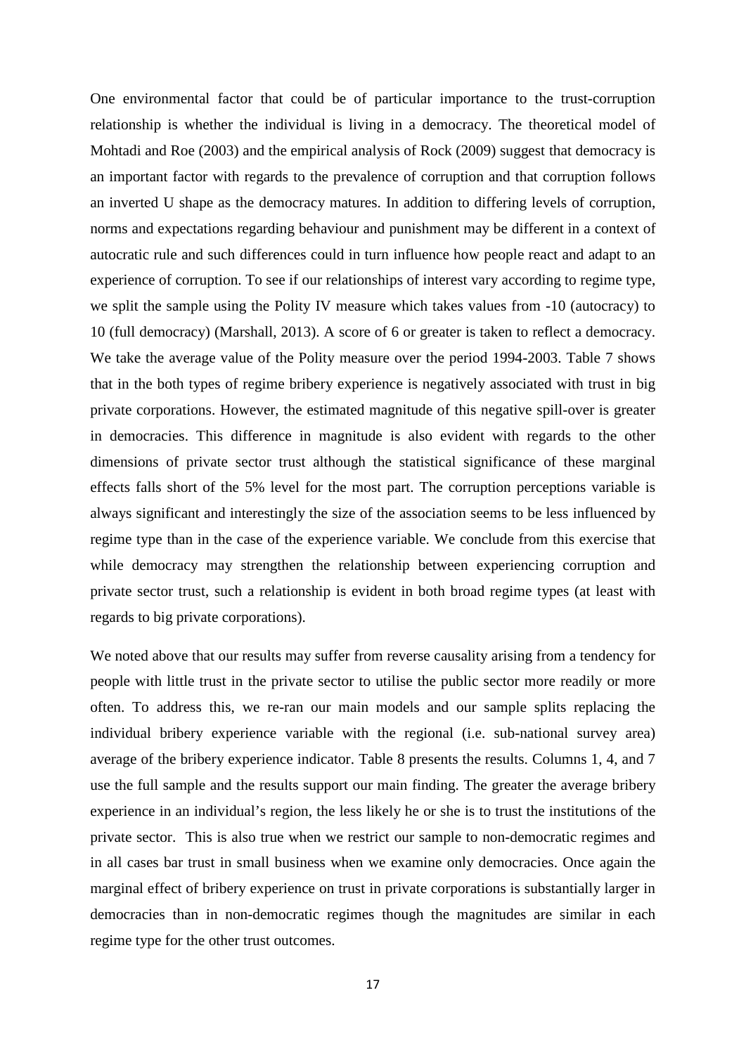One environmental factor that could be of particular importance to the trust-corruption relationship is whether the individual is living in a democracy. The theoretical model of Mohtadi and Roe (2003) and the empirical analysis of Rock (2009) suggest that democracy is an important factor with regards to the prevalence of corruption and that corruption follows an inverted U shape as the democracy matures. In addition to differing levels of corruption, norms and expectations regarding behaviour and punishment may be different in a context of autocratic rule and such differences could in turn influence how people react and adapt to an experience of corruption. To see if our relationships of interest vary according to regime type, we split the sample using the Polity IV measure which takes values from -10 (autocracy) to 10 (full democracy) (Marshall, 2013). A score of 6 or greater is taken to reflect a democracy. We take the average value of the Polity measure over the period 1994-2003. Table 7 shows that in the both types of regime bribery experience is negatively associated with trust in big private corporations. However, the estimated magnitude of this negative spill-over is greater in democracies. This difference in magnitude is also evident with regards to the other dimensions of private sector trust although the statistical significance of these marginal effects falls short of the 5% level for the most part. The corruption perceptions variable is always significant and interestingly the size of the association seems to be less influenced by regime type than in the case of the experience variable. We conclude from this exercise that while democracy may strengthen the relationship between experiencing corruption and private sector trust, such a relationship is evident in both broad regime types (at least with regards to big private corporations).

We noted above that our results may suffer from reverse causality arising from a tendency for people with little trust in the private sector to utilise the public sector more readily or more often. To address this, we re-ran our main models and our sample splits replacing the individual bribery experience variable with the regional (i.e. sub-national survey area) average of the bribery experience indicator. Table 8 presents the results. Columns 1, 4, and 7 use the full sample and the results support our main finding. The greater the average bribery experience in an individual's region, the less likely he or she is to trust the institutions of the private sector. This is also true when we restrict our sample to non-democratic regimes and in all cases bar trust in small business when we examine only democracies. Once again the marginal effect of bribery experience on trust in private corporations is substantially larger in democracies than in non-democratic regimes though the magnitudes are similar in each regime type for the other trust outcomes.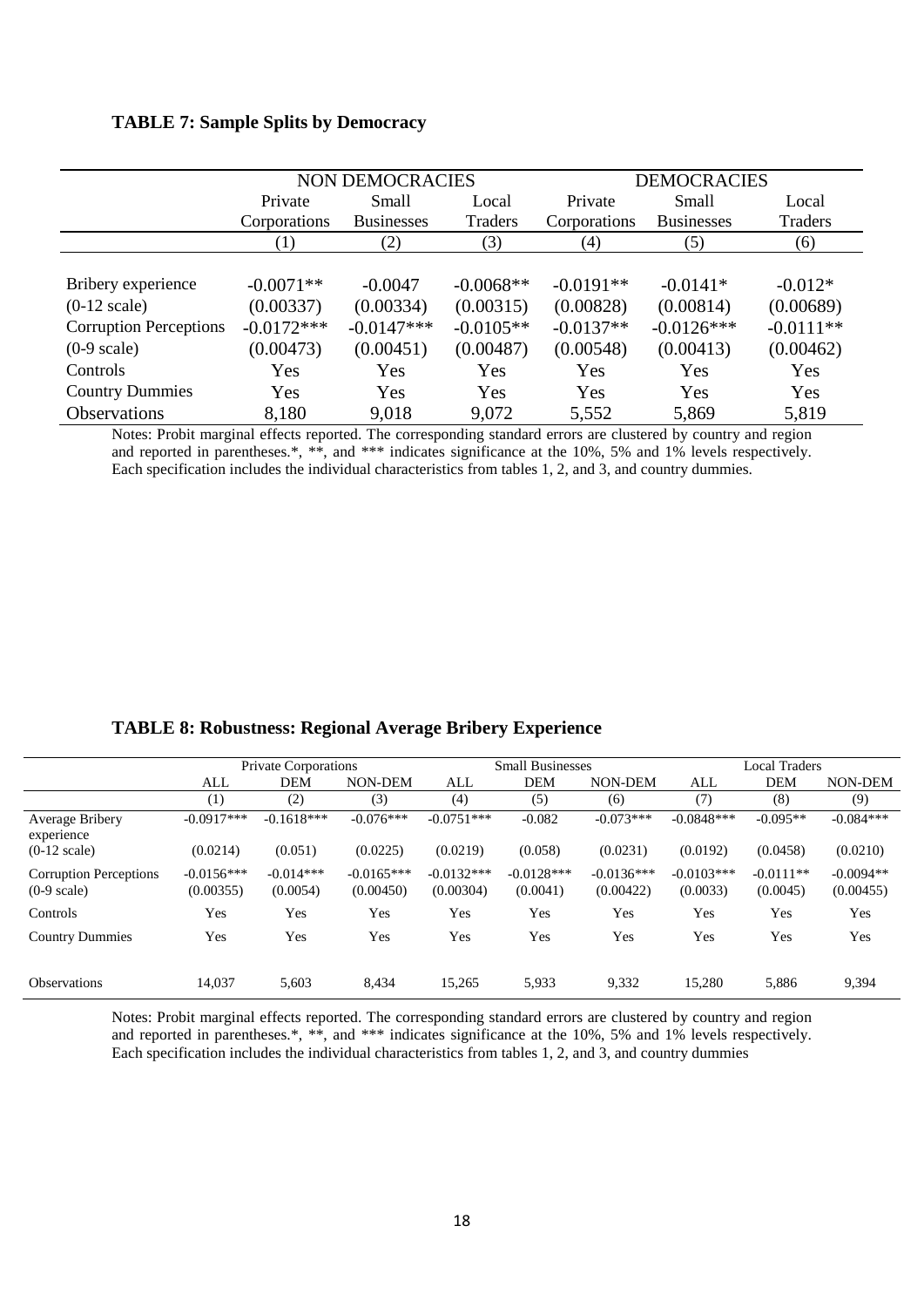**TABLE 7: Sample Splits by Democracy**

| | NON DEMOCRACIES | | | DEMOCRACIES | | |
|---|---|---|---|---|---|---|
| | Private Corporations | Small Businesses | Local Traders | Private Corporations | Small Businesses | Local Traders |
| | (1) | (2) | (3) | (4) | (5) | (6) |
| Bribery experience | -0.0071** | -0.0047 | -0.0068** | -0.0191** | -0.0141* | -0.012* |
| (0-12 scale) | (0.00337) | (0.00334) | (0.00315) | (0.00828) | (0.00814) | (0.00689) |
| Corruption Perceptions | -0.0172*** | -0.0147*** | -0.0105** | -0.0137** | -0.0126*** | -0.0111** |
| (0-9 scale) | (0.00473) | (0.00451) | (0.00487) | (0.00548) | (0.00413) | (0.00462) |
| Controls | Yes | Yes | Yes | Yes | Yes | Yes |
| Country Dummies | Yes | Yes | Yes | Yes | Yes | Yes |
| Observations | 8,180 | 9,018 | 9,072 | 5,552 | 5,869 | 5,819 |

Notes: Probit marginal effects reported. The corresponding standard errors are clustered by country and region and reported in parentheses.*, **, and *** indicates significance at the 10%, 5% and 1% levels respectively. Each specification includes the individual characteristics from tables 1, 2, and 3, and country dummies.

**TABLE 8: Robustness: Regional Average Bribery Experience**

| | Private Corporations | | | Small Businesses | | | Local Traders | | |
|---|---|---|---|---|---|---|---|---|---|
| | ALL | DEM | NON-DEM | ALL | DEM | NON-DEM | ALL | DEM | NON-DEM |
| | (1) | (2) | (3) | (4) | (5) | (6) | (7) | (8) | (9) |
| Average Bribery experience | -0.0917*** | -0.1618*** | -0.076*** | -0.0751*** | -0.082 | -0.073*** | -0.0848*** | -0.095** | -0.084*** |
| (0-12 scale) | (0.0214) | (0.051) | (0.0225) | (0.0219) | (0.058) | (0.0231) | (0.0192) | (0.0458) | (0.0210) |
| Corruption Perceptions (0-9 scale) | -0.0156*** (0.00355) | -0.014*** (0.0054) | -0.0165*** (0.00450) | -0.0132*** (0.00304) | -0.0128*** (0.0041) | -0.0136*** (0.00422) | -0.0103*** (0.0033) | -0.0111** (0.0045) | -0.0094** (0.00455) |
| Controls | Yes | Yes | Yes | Yes | Yes | Yes | Yes | Yes | Yes |
| Country Dummies | Yes | Yes | Yes | Yes | Yes | Yes | Yes | Yes | Yes |
| Observations | 14,037 | 5,603 | 8,434 | 15,265 | 5,933 | 9,332 | 15,280 | 5,886 | 9,394 |

Notes: Probit marginal effects reported. The corresponding standard errors are clustered by country and region and reported in parentheses.*, **, and *** indicates significance at the 10%, 5% and 1% levels respectively. Each specification includes the individual characteristics from tables 1, 2, and 3, and country dummies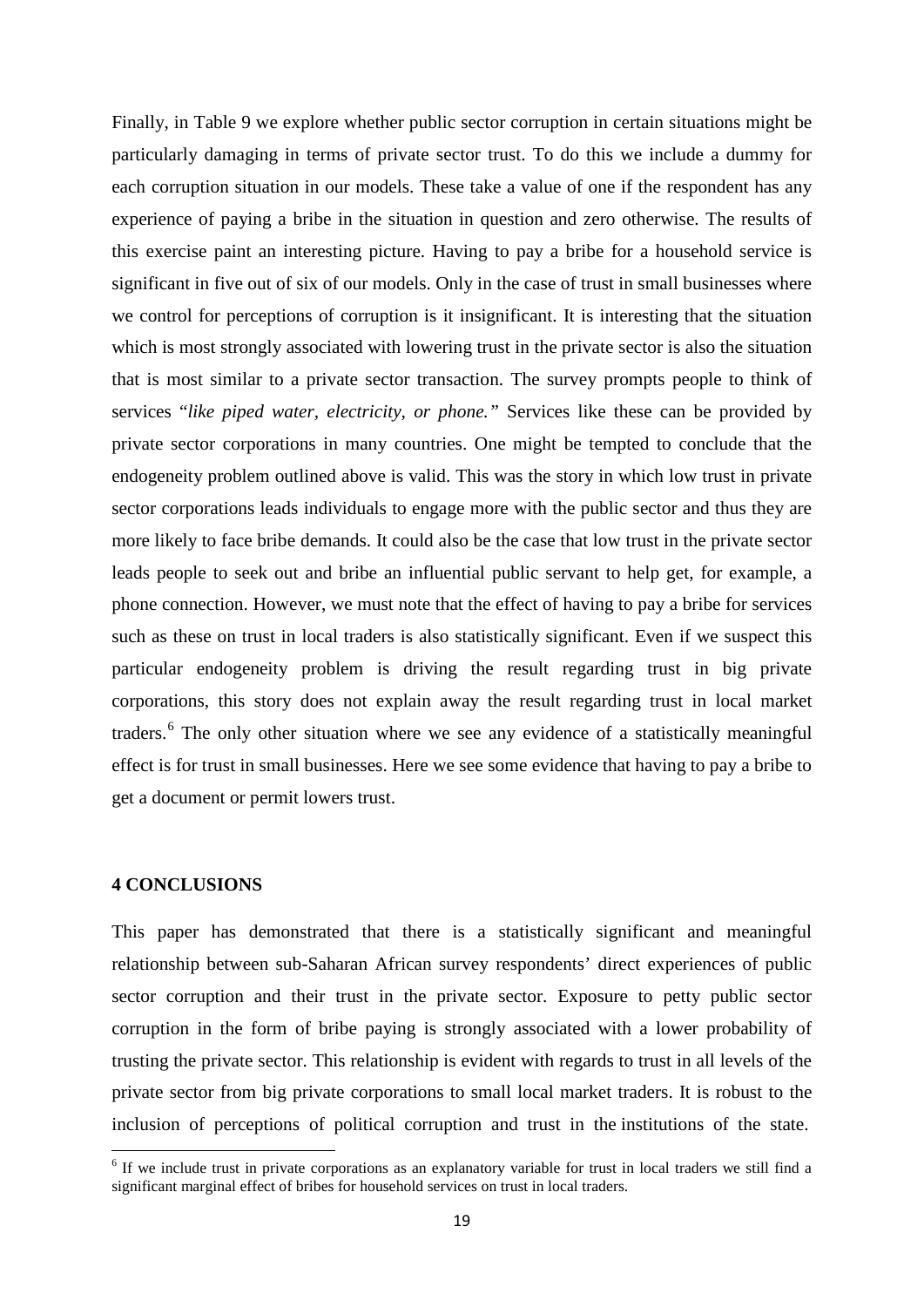Finally, in Table 9 we explore whether public sector corruption in certain situations might be particularly damaging in terms of private sector trust. To do this we include a dummy for each corruption situation in our models. These take a value of one if the respondent has any experience of paying a bribe in the situation in question and zero otherwise. The results of this exercise paint an interesting picture. Having to pay a bribe for a household service is significant in five out of six of our models. Only in the case of trust in small businesses where we control for perceptions of corruption is it insignificant. It is interesting that the situation which is most strongly associated with lowering trust in the private sector is also the situation that is most similar to a private sector transaction. The survey prompts people to think of services "*like piped water, electricity, or phone.*" Services like these can be provided by private sector corporations in many countries. One might be tempted to conclude that the endogeneity problem outlined above is valid. This was the story in which low trust in private sector corporations leads individuals to engage more with the public sector and thus they are more likely to face bribe demands. It could also be the case that low trust in the private sector leads people to seek out and bribe an influential public servant to help get, for example, a phone connection. However, we must note that the effect of having to pay a bribe for services such as these on trust in local traders is also statistically significant. Even if we suspect this particular endogeneity problem is driving the result regarding trust in big private corporations, this story does not explain away the result regarding trust in local market traders.[6] The only other situation where we see any evidence of a statistically meaningful effect is for trust in small businesses. Here we see some evidence that having to pay a bribe to get a document or permit lowers trust.

## 4 CONCLUSIONS

This paper has demonstrated that there is a statistically significant and meaningful relationship between sub-Saharan African survey respondents' direct experiences of public sector corruption and their trust in the private sector. Exposure to petty public sector corruption in the form of bribe paying is strongly associated with a lower probability of trusting the private sector. This relationship is evident with regards to trust in all levels of the private sector from big private corporations to small local market traders. It is robust to the inclusion of perceptions of political corruption and trust in the institutions of the state.

[6] If we include trust in private corporations as an explanatory variable for trust in local traders we still find a significant marginal effect of bribes for household services on trust in local traders.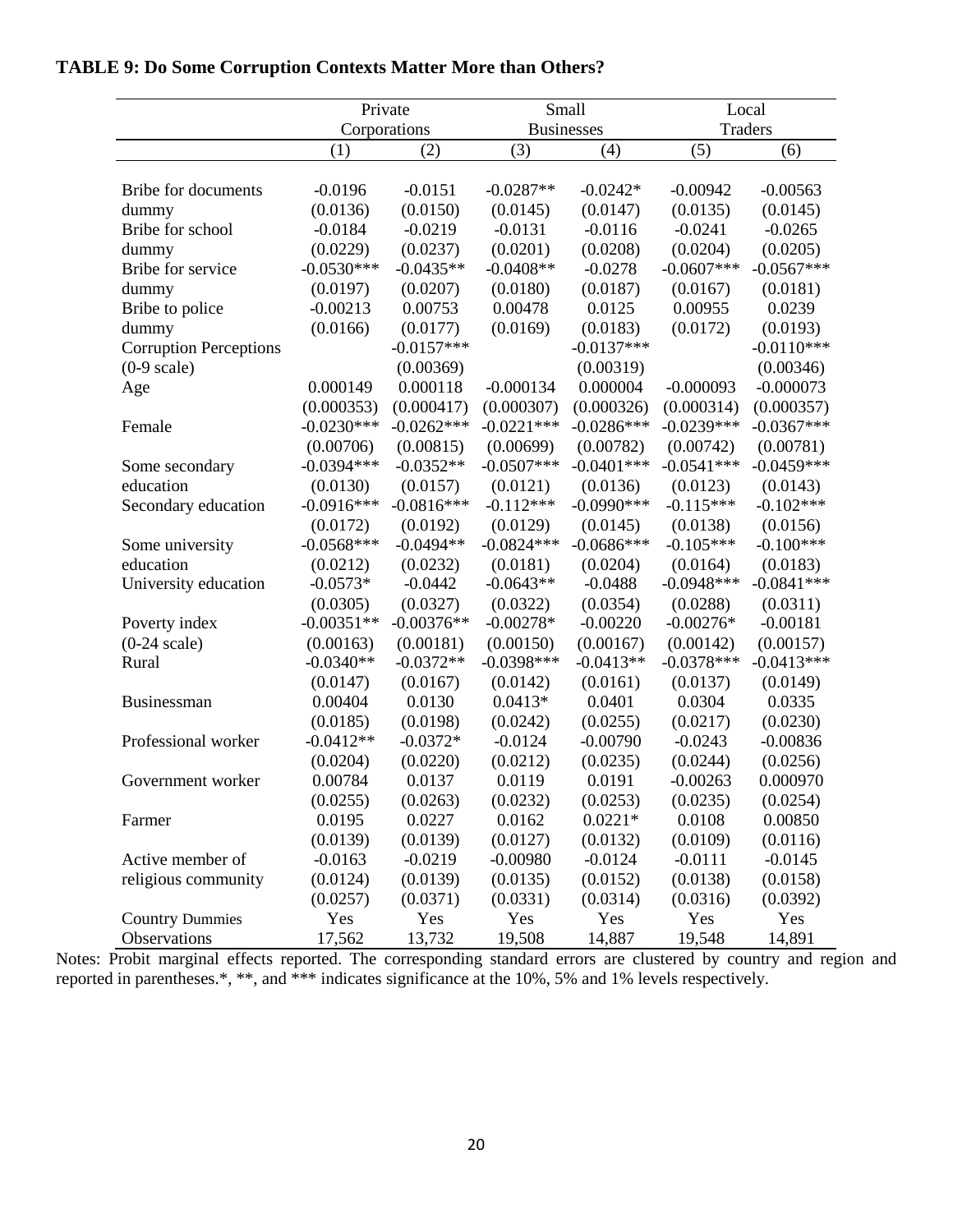**TABLE 9: Do Some Corruption Contexts Matter More than Others?**

| | Private Corporations | | Small Businesses | | Local Traders | |
|---|---|---|---|---|---|---|
| | (1) | (2) | (3) | (4) | (5) | (6) |
| Bribe for documents | -0.0196 | -0.0151 | -0.0287** | -0.0242* | -0.00942 | -0.00563 |
| dummy | (0.0136) | (0.0150) | (0.0145) | (0.0147) | (0.0135) | (0.0145) |
| Bribe for school | -0.0184 | -0.0219 | -0.0131 | -0.0116 | -0.0241 | -0.0265 |
| dummy | (0.0229) | (0.0237) | (0.0201) | (0.0208) | (0.0204) | (0.0205) |
| Bribe for service | -0.0530*** | -0.0435** | -0.0408** | -0.0278 | -0.0607*** | -0.0567*** |
| dummy | (0.0197) | (0.0207) | (0.0180) | (0.0187) | (0.0167) | (0.0181) |
| Bribe to police | -0.00213 | 0.00753 | 0.00478 | 0.0125 | 0.00955 | 0.0239 |
| dummy | (0.0166) | (0.0177) | (0.0169) | (0.0183) | (0.0172) | (0.0193) |
| Corruption Perceptions | | -0.0157*** | | -0.0137*** | | -0.0110*** |
| (0-9 scale) | | (0.00369) | | (0.00319) | | (0.00346) |
| Age | 0.000149 | 0.000118 | -0.000134 | 0.000004 | -0.000093 | -0.000073 |
| | (0.000353) | (0.000417) | (0.000307) | (0.000326) | (0.000314) | (0.000357) |
| Female | -0.0230*** | -0.0262*** | -0.0221*** | -0.0286*** | -0.0239*** | -0.0367*** |
| | (0.00706) | (0.00815) | (0.00699) | (0.00782) | (0.00742) | (0.00781) |
| Some secondary | -0.0394*** | -0.0352** | -0.0507*** | -0.0401*** | -0.0541*** | -0.0459*** |
| education | (0.0130) | (0.0157) | (0.0121) | (0.0136) | (0.0123) | (0.0143) |
| Secondary education | -0.0916*** | -0.0816*** | -0.112*** | -0.0990*** | -0.115*** | -0.102*** |
| | (0.0172) | (0.0192) | (0.0129) | (0.0145) | (0.0138) | (0.0156) |
| Some university | -0.0568*** | -0.0494** | -0.0824*** | -0.0686*** | -0.105*** | -0.100*** |
| education | (0.0212) | (0.0232) | (0.0181) | (0.0204) | (0.0164) | (0.0183) |
| University education | -0.0573* | -0.0442 | -0.0643** | -0.0488 | -0.0948*** | -0.0841*** |
| | (0.0305) | (0.0327) | (0.0322) | (0.0354) | (0.0288) | (0.0311) |
| Poverty index | -0.00351** | -0.00376** | -0.00278* | -0.00220 | -0.00276* | -0.00181 |
| (0-24 scale) | (0.00163) | (0.00181) | (0.00150) | (0.00167) | (0.00142) | (0.00157) |
| Rural | -0.0340** | -0.0372** | -0.0398*** | -0.0413** | -0.0378*** | -0.0413*** |
| | (0.0147) | (0.0167) | (0.0142) | (0.0161) | (0.0137) | (0.0149) |
| Businessman | 0.00404 | 0.0130 | 0.0413* | 0.0401 | 0.0304 | 0.0335 |
| | (0.0185) | (0.0198) | (0.0242) | (0.0255) | (0.0217) | (0.0230) |
| Professional worker | -0.0412** | -0.0372* | -0.0124 | -0.00790 | -0.0243 | -0.00836 |
| | (0.0204) | (0.0220) | (0.0212) | (0.0235) | (0.0244) | (0.0256) |
| Government worker | 0.00784 | 0.0137 | 0.0119 | 0.0191 | -0.00263 | 0.000970 |
| | (0.0255) | (0.0263) | (0.0232) | (0.0253) | (0.0235) | (0.0254) |
| Farmer | 0.0195 | 0.0227 | 0.0162 | 0.0221* | 0.0108 | 0.00850 |
| | (0.0139) | (0.0139) | (0.0127) | (0.0132) | (0.0109) | (0.0116) |
| Active member of | -0.0163 | -0.0219 | -0.00980 | -0.0124 | -0.0111 | -0.0145 |
| religious community | (0.0124) | (0.0139) | (0.0135) | (0.0152) | (0.0138) | (0.0158) |
| | (0.0257) | (0.0371) | (0.0331) | (0.0314) | (0.0316) | (0.0392) |
| Country Dummies | Yes | Yes | Yes | Yes | Yes | Yes |
| Observations | 17,562 | 13,732 | 19,508 | 14,887 | 19,548 | 14,891 |

Notes: Probit marginal effects reported. The corresponding standard errors are clustered by country and region and reported in parentheses.*, **, and *** indicates significance at the 10%, 5% and 1% levels respectively.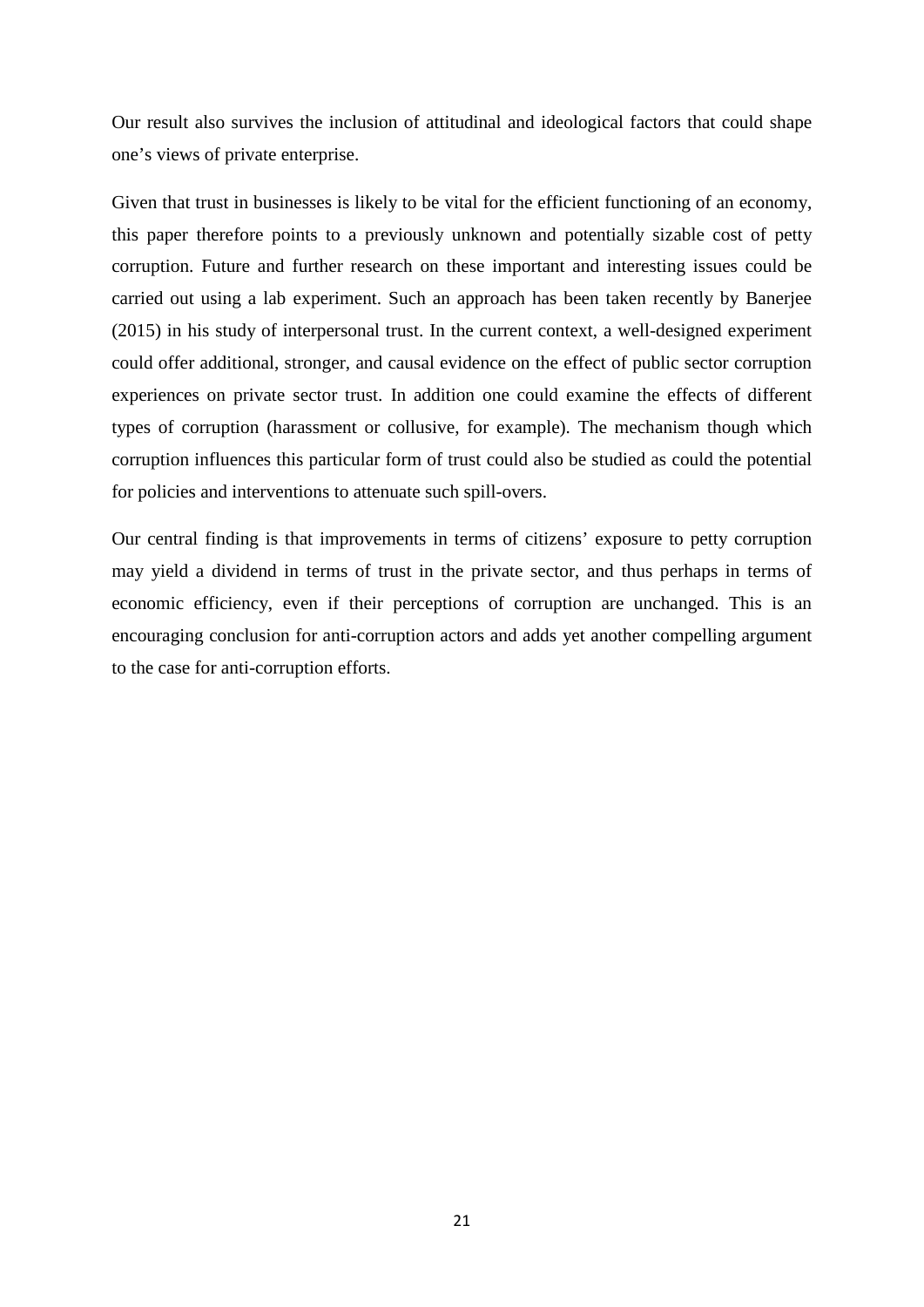Our result also survives the inclusion of attitudinal and ideological factors that could shape one's views of private enterprise.

Given that trust in businesses is likely to be vital for the efficient functioning of an economy, this paper therefore points to a previously unknown and potentially sizable cost of petty corruption. Future and further research on these important and interesting issues could be carried out using a lab experiment. Such an approach has been taken recently by Banerjee (2015) in his study of interpersonal trust. In the current context, a well-designed experiment could offer additional, stronger, and causal evidence on the effect of public sector corruption experiences on private sector trust. In addition one could examine the effects of different types of corruption (harassment or collusive, for example). The mechanism though which corruption influences this particular form of trust could also be studied as could the potential for policies and interventions to attenuate such spill-overs.

Our central finding is that improvements in terms of citizens' exposure to petty corruption may yield a dividend in terms of trust in the private sector, and thus perhaps in terms of economic efficiency, even if their perceptions of corruption are unchanged. This is an encouraging conclusion for anti-corruption actors and adds yet another compelling argument to the case for anti-corruption efforts.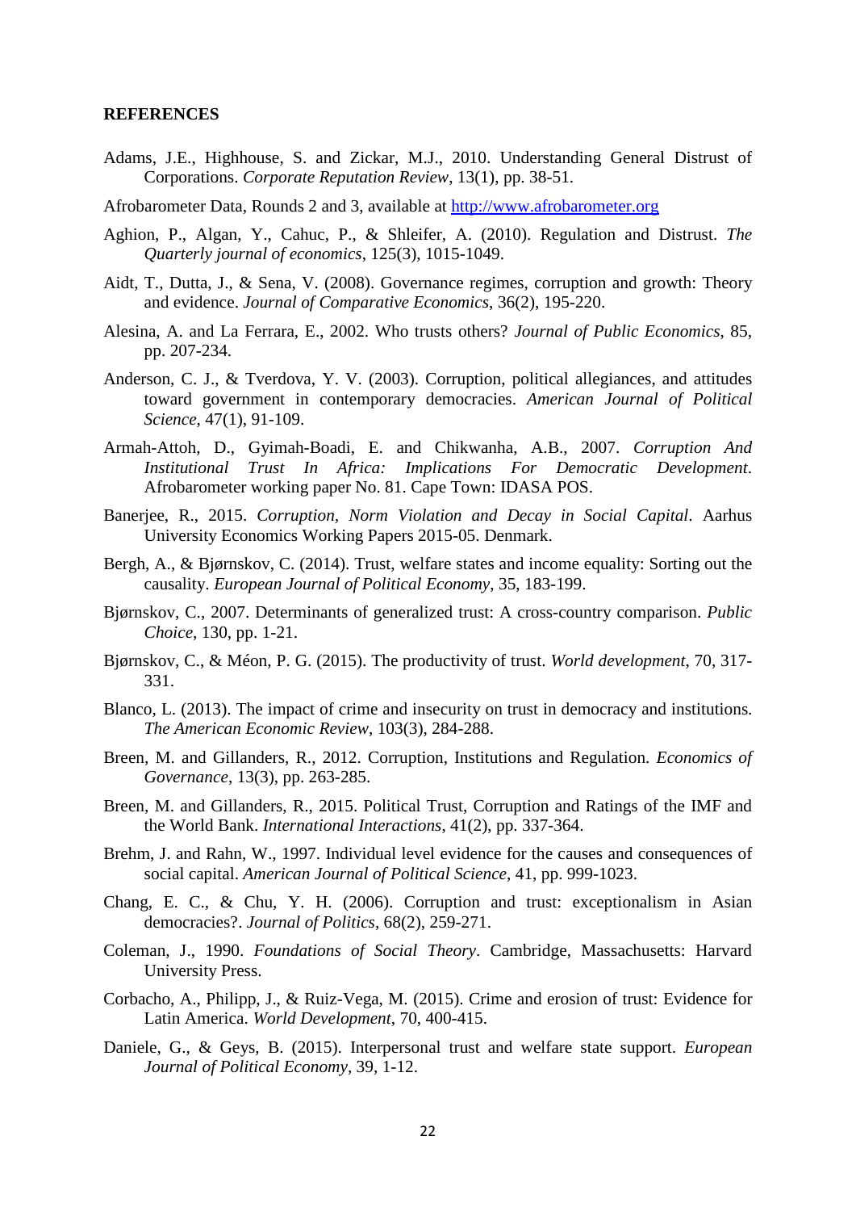**REFERENCES**

Adams, J.E., Highhouse, S. and Zickar, M.J., 2010. Understanding General Distrust of Corporations. *Corporate Reputation Review*, 13(1), pp. 38-51.

Afrobarometer Data, Rounds 2 and 3, available at http://www.afrobarometer.org

Aghion, P., Algan, Y., Cahuc, P., & Shleifer, A. (2010). Regulation and Distrust. *The Quarterly journal of economics*, 125(3), 1015-1049.

Aidt, T., Dutta, J., & Sena, V. (2008). Governance regimes, corruption and growth: Theory and evidence. *Journal of Comparative Economics*, 36(2), 195-220.

Alesina, A. and La Ferrara, E., 2002. Who trusts others? *Journal of Public Economics*, 85, pp. 207-234.

Anderson, C. J., & Tverdova, Y. V. (2003). Corruption, political allegiances, and attitudes toward government in contemporary democracies. *American Journal of Political Science*, 47(1), 91-109.

Armah-Attoh, D., Gyimah-Boadi, E. and Chikwanha, A.B., 2007. *Corruption And Institutional Trust In Africa: Implications For Democratic Development*. Afrobarometer working paper No. 81. Cape Town: IDASA POS.

Banerjee, R., 2015. *Corruption, Norm Violation and Decay in Social Capital*. Aarhus University Economics Working Papers 2015-05. Denmark.

Bergh, A., & Bjørnskov, C. (2014). Trust, welfare states and income equality: Sorting out the causality. *European Journal of Political Economy*, 35, 183-199.

Bjørnskov, C., 2007. Determinants of generalized trust: A cross-country comparison. *Public Choice*, 130, pp. 1-21.

Bjørnskov, C., & Méon, P. G. (2015). The productivity of trust. *World development*, 70, 317-331.

Blanco, L. (2013). The impact of crime and insecurity on trust in democracy and institutions. *The American Economic Review*, 103(3), 284-288.

Breen, M. and Gillanders, R., 2012. Corruption, Institutions and Regulation. *Economics of Governance*, 13(3), pp. 263-285.

Breen, M. and Gillanders, R., 2015. Political Trust, Corruption and Ratings of the IMF and the World Bank. *International Interactions*, 41(2), pp. 337-364.

Brehm, J. and Rahn, W., 1997. Individual level evidence for the causes and consequences of social capital. *American Journal of Political Science*, 41, pp. 999-1023.

Chang, E. C., & Chu, Y. H. (2006). Corruption and trust: exceptionalism in Asian democracies?. *Journal of Politics*, 68(2), 259-271.

Coleman, J., 1990. *Foundations of Social Theory*. Cambridge, Massachusetts: Harvard University Press.

Corbacho, A., Philipp, J., & Ruiz-Vega, M. (2015). Crime and erosion of trust: Evidence for Latin America. *World Development*, 70, 400-415.

Daniele, G., & Geys, B. (2015). Interpersonal trust and welfare state support. *European Journal of Political Economy*, 39, 1-12.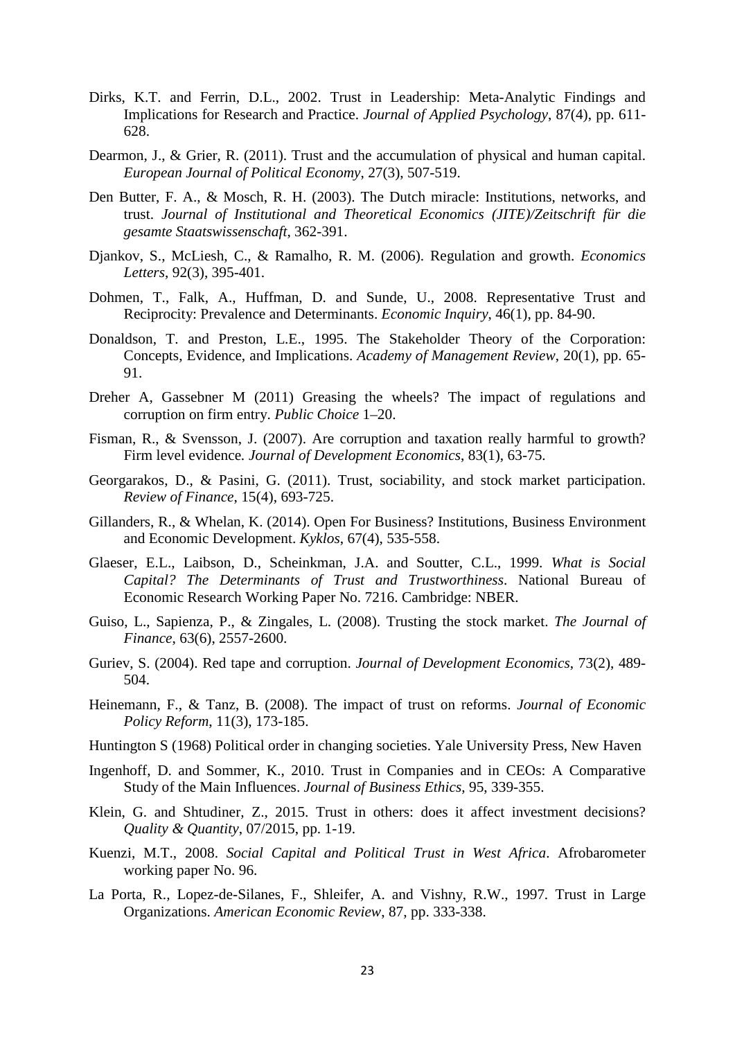Dirks, K.T. and Ferrin, D.L., 2002. Trust in Leadership: Meta-Analytic Findings and Implications for Research and Practice. *Journal of Applied Psychology*, 87(4), pp. 611-628.

Dearmon, J., & Grier, R. (2011). Trust and the accumulation of physical and human capital. *European Journal of Political Economy*, 27(3), 507-519.

Den Butter, F. A., & Mosch, R. H. (2003). The Dutch miracle: Institutions, networks, and trust. *Journal of Institutional and Theoretical Economics (JITE)/Zeitschrift für die gesamte Staatswissenschaft*, 362-391.

Djankov, S., McLiesh, C., & Ramalho, R. M. (2006). Regulation and growth. *Economics Letters*, 92(3), 395-401.

Dohmen, T., Falk, A., Huffman, D. and Sunde, U., 2008. Representative Trust and Reciprocity: Prevalence and Determinants. *Economic Inquiry*, 46(1), pp. 84-90.

Donaldson, T. and Preston, L.E., 1995. The Stakeholder Theory of the Corporation: Concepts, Evidence, and Implications. *Academy of Management Review*, 20(1), pp. 65-91.

Dreher A, Gassebner M (2011) Greasing the wheels? The impact of regulations and corruption on firm entry. *Public Choice* 1–20.

Fisman, R., & Svensson, J. (2007). Are corruption and taxation really harmful to growth? Firm level evidence. *Journal of Development Economics*, 83(1), 63-75.

Georgarakos, D., & Pasini, G. (2011). Trust, sociability, and stock market participation. *Review of Finance*, 15(4), 693-725.

Gillanders, R., & Whelan, K. (2014). Open For Business? Institutions, Business Environment and Economic Development. *Kyklos*, 67(4), 535-558.

Glaeser, E.L., Laibson, D., Scheinkman, J.A. and Soutter, C.L., 1999. *What is Social Capital? The Determinants of Trust and Trustworthiness*. National Bureau of Economic Research Working Paper No. 7216. Cambridge: NBER.

Guiso, L., Sapienza, P., & Zingales, L. (2008). Trusting the stock market. *The Journal of Finance*, 63(6), 2557-2600.

Guriev, S. (2004). Red tape and corruption. *Journal of Development Economics*, 73(2), 489-504.

Heinemann, F., & Tanz, B. (2008). The impact of trust on reforms. *Journal of Economic Policy Reform*, 11(3), 173-185.

Huntington S (1968) Political order in changing societies. Yale University Press, New Haven

Ingenhoff, D. and Sommer, K., 2010. Trust in Companies and in CEOs: A Comparative Study of the Main Influences. *Journal of Business Ethics*, 95, 339-355.

Klein, G. and Shtudiner, Z., 2015. Trust in others: does it affect investment decisions? *Quality & Quantity*, 07/2015, pp. 1-19.

Kuenzi, M.T., 2008. *Social Capital and Political Trust in West Africa*. Afrobarometer working paper No. 96.

La Porta, R., Lopez-de-Silanes, F., Shleifer, A. and Vishny, R.W., 1997. Trust in Large Organizations. *American Economic Review*, 87, pp. 333-338.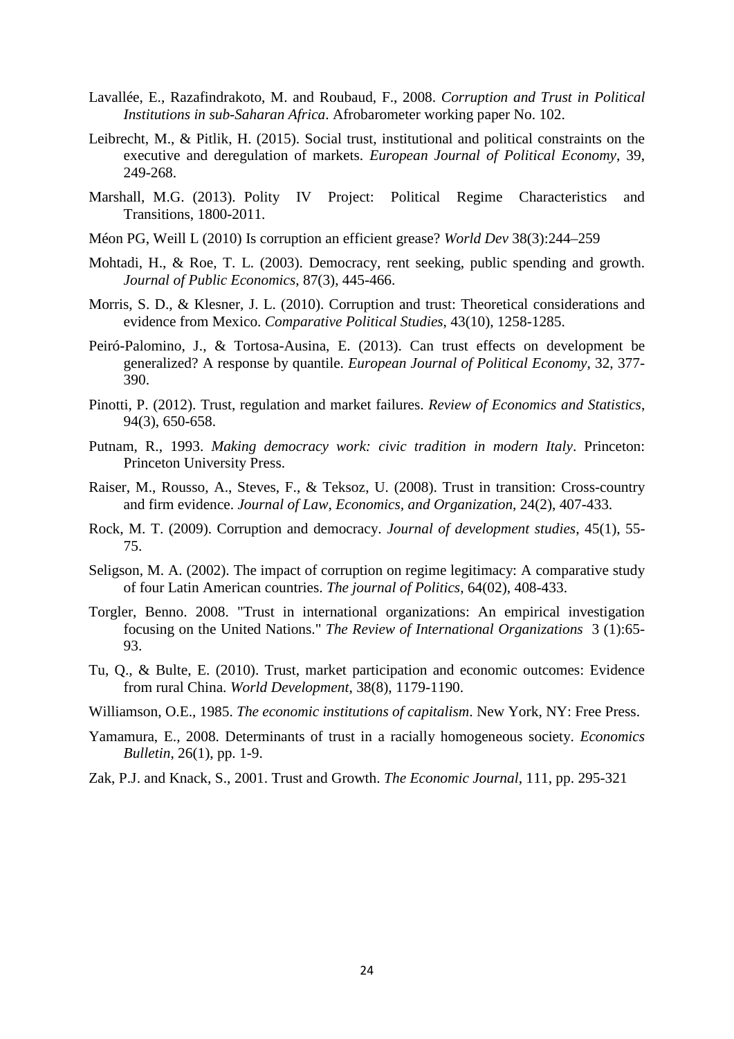Lavallée, E., Razafindrakoto, M. and Roubaud, F., 2008. *Corruption and Trust in Political Institutions in sub-Saharan Africa*. Afrobarometer working paper No. 102.

Leibrecht, M., & Pitlik, H. (2015). Social trust, institutional and political constraints on the executive and deregulation of markets. *European Journal of Political Economy*, 39, 249-268.

Marshall, M.G. (2013). Polity IV Project: Political Regime Characteristics and Transitions, 1800-2011.

Méon PG, Weill L (2010) Is corruption an efficient grease? *World Dev* 38(3):244–259

Mohtadi, H., & Roe, T. L. (2003). Democracy, rent seeking, public spending and growth. *Journal of Public Economics*, 87(3), 445-466.

Morris, S. D., & Klesner, J. L. (2010). Corruption and trust: Theoretical considerations and evidence from Mexico. *Comparative Political Studies*, 43(10), 1258-1285.

Peiró-Palomino, J., & Tortosa-Ausina, E. (2013). Can trust effects on development be generalized? A response by quantile. *European Journal of Political Economy*, 32, 377-390.

Pinotti, P. (2012). Trust, regulation and market failures. *Review of Economics and Statistics*, 94(3), 650-658.

Putnam, R., 1993. *Making democracy work: civic tradition in modern Italy*. Princeton: Princeton University Press.

Raiser, M., Rousso, A., Steves, F., & Teksoz, U. (2008). Trust in transition: Cross-country and firm evidence. *Journal of Law, Economics, and Organization*, 24(2), 407-433.

Rock, M. T. (2009). Corruption and democracy. *Journal of development studies*, 45(1), 55-75.

Seligson, M. A. (2002). The impact of corruption on regime legitimacy: A comparative study of four Latin American countries. *The journal of Politics*, 64(02), 408-433.

Torgler, Benno. 2008. "Trust in international organizations: An empirical investigation focusing on the United Nations." *The Review of International Organizations* 3 (1):65-93.

Tu, Q., & Bulte, E. (2010). Trust, market participation and economic outcomes: Evidence from rural China. *World Development*, 38(8), 1179-1190.

Williamson, O.E., 1985. *The economic institutions of capitalism*. New York, NY: Free Press.

Yamamura, E., 2008. Determinants of trust in a racially homogeneous society. *Economics Bulletin*, 26(1), pp. 1-9.

Zak, P.J. and Knack, S., 2001. Trust and Growth. *The Economic Journal*, 111, pp. 295-321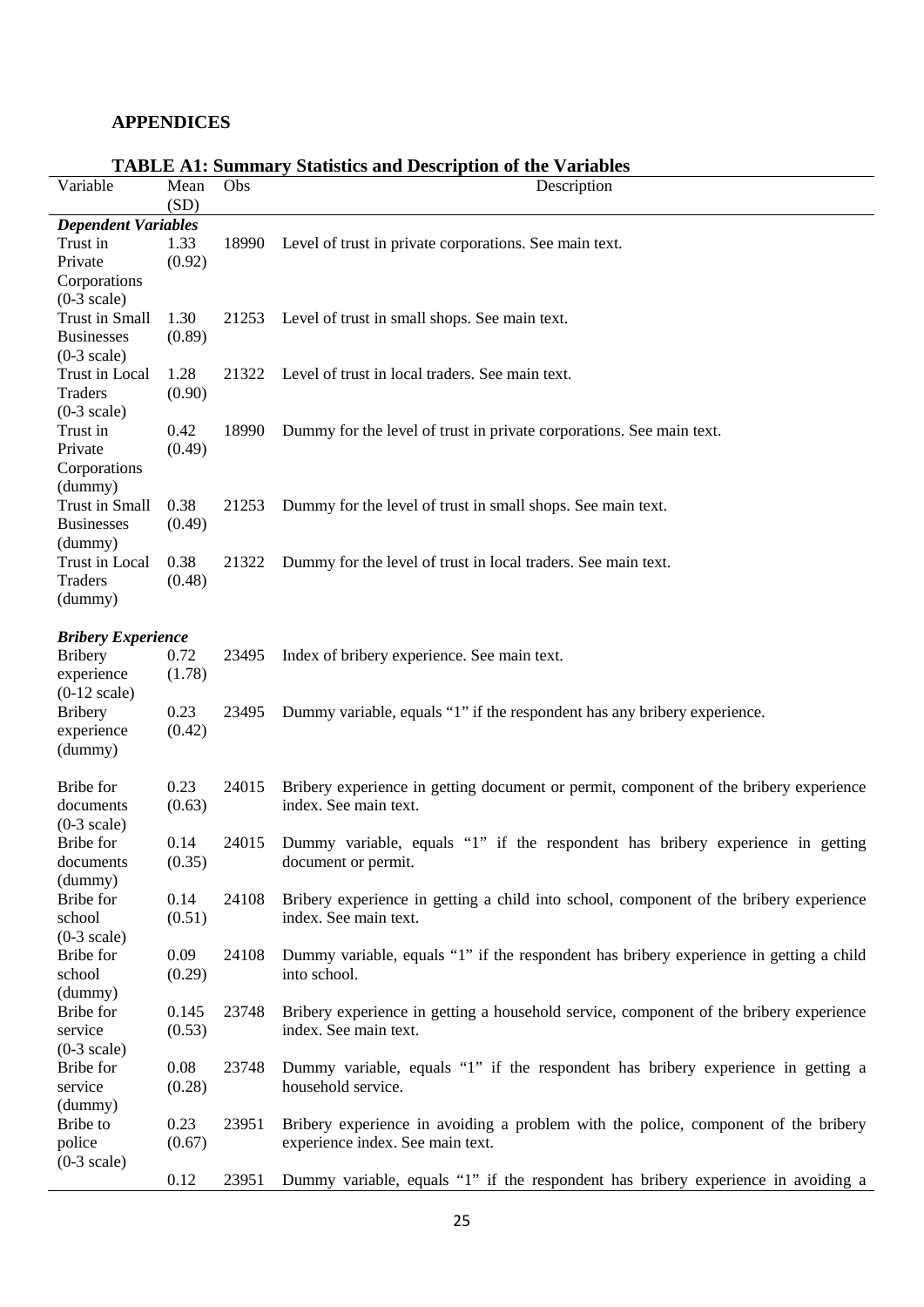## APPENDICES

**TABLE A1: Summary Statistics and Description of the Variables**

| Variable | Mean (SD) | Obs | Description |
|---|---|---|---|
| ***Dependent Variables*** | | | |
| Trust in Private Corporations (0-3 scale) | 1.33 (0.92) | 18990 | Level of trust in private corporations. See main text. |
| Trust in Small Businesses (0-3 scale) | 1.30 (0.89) | 21253 | Level of trust in small shops. See main text. |
| Trust in Local Traders (0-3 scale) | 1.28 (0.90) | 21322 | Level of trust in local traders. See main text. |
| Trust in Private Corporations (dummy) | 0.42 (0.49) | 18990 | Dummy for the level of trust in private corporations. See main text. |
| Trust in Small Businesses (dummy) | 0.38 (0.49) | 21253 | Dummy for the level of trust in small shops. See main text. |
| Trust in Local Traders (dummy) | 0.38 (0.48) | 21322 | Dummy for the level of trust in local traders. See main text. |
| ***Bribery Experience*** | | | |
| Bribery experience (0-12 scale) | 0.72 (1.78) | 23495 | Index of bribery experience. See main text. |
| Bribery experience (dummy) | 0.23 (0.42) | 23495 | Dummy variable, equals "1" if the respondent has any bribery experience. |
| Bribe for documents (0-3 scale) | 0.23 (0.63) | 24015 | Bribery experience in getting document or permit, component of the bribery experience index. See main text. |
| Bribe for documents (dummy) | 0.14 (0.35) | 24015 | Dummy variable, equals "1" if the respondent has bribery experience in getting document or permit. |
| Bribe for school (0-3 scale) | 0.14 (0.51) | 24108 | Bribery experience in getting a child into school, component of the bribery experience index. See main text. |
| Bribe for school (dummy) | 0.09 (0.29) | 24108 | Dummy variable, equals "1" if the respondent has bribery experience in getting a child into school. |
| Bribe for service (0-3 scale) | 0.145 (0.53) | 23748 | Bribery experience in getting a household service, component of the bribery experience index. See main text. |
| Bribe for service (dummy) | 0.08 (0.28) | 23748 | Dummy variable, equals "1" if the respondent has bribery experience in getting a household service. |
| Bribe to police (0-3 scale) | 0.23 (0.67) | 23951 | Bribery experience in avoiding a problem with the police, component of the bribery experience index. See main text. |
| | 0.12 | 23951 | Dummy variable, equals "1" if the respondent has bribery experience in avoiding a |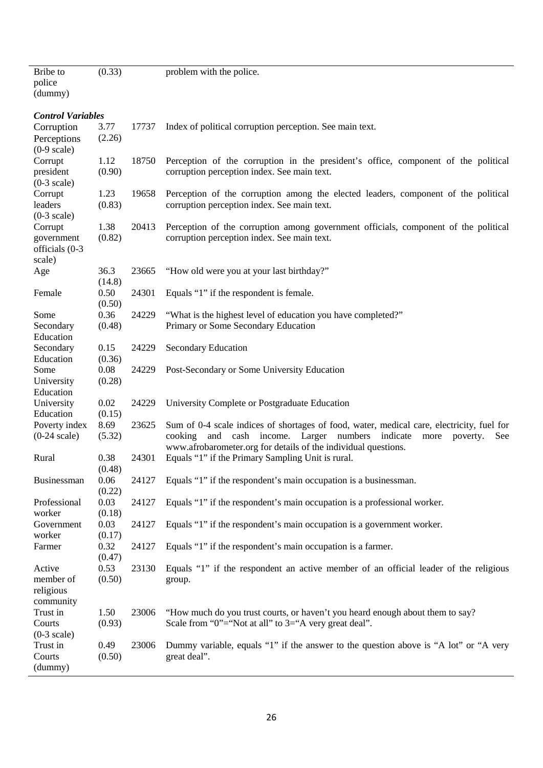| | | | |
|---|---|---|---|
| Bribe to police (dummy) | (0.33) | | problem with the police. |
| ***Control Variables*** | | | |
| Corruption Perceptions (0-9 scale) | 3.77 (2.26) | 17737 | Index of political corruption perception. See main text. |
| Corrupt president (0-3 scale) | 1.12 (0.90) | 18750 | Perception of the corruption in the president's office, component of the political corruption perception index. See main text. |
| Corrupt leaders (0-3 scale) | 1.23 (0.83) | 19658 | Perception of the corruption among the elected leaders, component of the political corruption perception index. See main text. |
| Corrupt government officials (0-3 scale) | 1.38 (0.82) | 20413 | Perception of the corruption among government officials, component of the political corruption perception index. See main text. |
| Age | 36.3 (14.8) | 23665 | "How old were you at your last birthday?" |
| Female | 0.50 (0.50) | 24301 | Equals "1" if the respondent is female. |
| Some Secondary Education | 0.36 (0.48) | 24229 | "What is the highest level of education you have completed?" Primary or Some Secondary Education |
| Secondary Education | 0.15 (0.36) | 24229 | Secondary Education |
| Some University Education | 0.08 (0.28) | 24229 | Post-Secondary or Some University Education |
| University Education | 0.02 (0.15) | 24229 | University Complete or Postgraduate Education |
| Poverty index (0-24 scale) | 8.69 (5.32) | 23625 | Sum of 0-4 scale indices of shortages of food, water, medical care, electricity, fuel for cooking and cash income. Larger numbers indicate more poverty. See www.afrobarometer.org for details of the individual questions. |
| Rural | 0.38 (0.48) | 24301 | Equals "1" if the Primary Sampling Unit is rural. |
| Businessman | 0.06 (0.22) | 24127 | Equals "1" if the respondent's main occupation is a businessman. |
| Professional worker | 0.03 (0.18) | 24127 | Equals "1" if the respondent's main occupation is a professional worker. |
| Government worker | 0.03 (0.17) | 24127 | Equals "1" if the respondent's main occupation is a government worker. |
| Farmer | 0.32 (0.47) | 24127 | Equals "1" if the respondent's main occupation is a farmer. |
| Active member of religious community | 0.53 (0.50) | 23130 | Equals "1" if the respondent an active member of an official leader of the religious group. |
| Trust in Courts (0-3 scale) | 1.50 (0.93) | 23006 | "How much do you trust courts, or haven't you heard enough about them to say? Scale from "0"="Not at all" to 3="A very great deal". |
| Trust in Courts (dummy) | 0.49 (0.50) | 23006 | Dummy variable, equals "1" if the answer to the question above is "A lot" or "A very great deal". |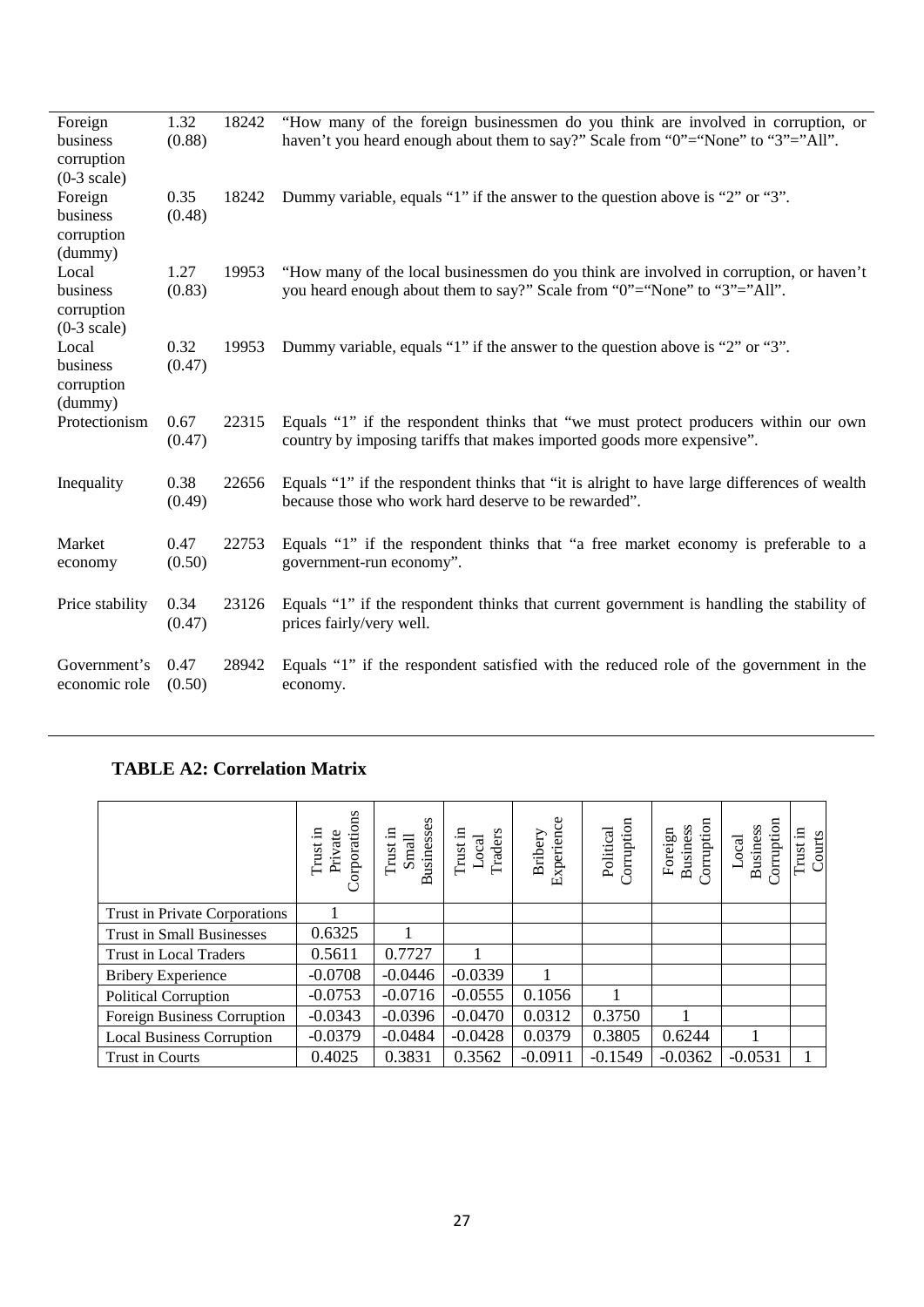| | | | |
|---|---|---|---|
| Foreign business corruption (0-3 scale) | 1.32 (0.88) | 18242 | "How many of the foreign businessmen do you think are involved in corruption, or haven't you heard enough about them to say?" Scale from "0"="None" to "3"="All". |
| Foreign business corruption (dummy) | 0.35 (0.48) | 18242 | Dummy variable, equals "1" if the answer to the question above is "2" or "3". |
| Local business corruption (0-3 scale) | 1.27 (0.83) | 19953 | "How many of the local businessmen do you think are involved in corruption, or haven't you heard enough about them to say?" Scale from "0"="None" to "3"="All". |
| Local business corruption (dummy) | 0.32 (0.47) | 19953 | Dummy variable, equals "1" if the answer to the question above is "2" or "3". |
| Protectionism | 0.67 (0.47) | 22315 | Equals "1" if the respondent thinks that "we must protect producers within our own country by imposing tariffs that makes imported goods more expensive". |
| Inequality | 0.38 (0.49) | 22656 | Equals "1" if the respondent thinks that "it is alright to have large differences of wealth because those who work hard deserve to be rewarded". |
| Market economy | 0.47 (0.50) | 22753 | Equals "1" if the respondent thinks that "a free market economy is preferable to a government-run economy". |
| Price stability | 0.34 (0.47) | 23126 | Equals "1" if the respondent thinks that current government is handling the stability of prices fairly/very well. |
| Government's economic role | 0.47 (0.50) | 28942 | Equals "1" if the respondent satisfied with the reduced role of the government in the economy. |

**TABLE A2: Correlation Matrix**

| | Trust in Private Corporations | Trust in Small Businesses | Trust in Local Traders | Bribery Experience | Political Corruption | Foreign Business Corruption | Local Business Corruption | Trust in Courts |
|---|---|---|---|---|---|---|---|---|
| Trust in Private Corporations | 1 | | | | | | | |
| Trust in Small Businesses | 0.6325 | 1 | | | | | | |
| Trust in Local Traders | 0.5611 | 0.7727 | 1 | | | | | |
| Bribery Experience | -0.0708 | -0.0446 | -0.0339 | 1 | | | | |
| Political Corruption | -0.0753 | -0.0716 | -0.0555 | 0.1056 | 1 | | | |
| Foreign Business Corruption | -0.0343 | -0.0396 | -0.0470 | 0.0312 | 0.3750 | 1 | | |
| Local Business Corruption | -0.0379 | -0.0484 | -0.0428 | 0.0379 | 0.3805 | 0.6244 | 1 | |
| Trust in Courts | 0.4025 | 0.3831 | 0.3562 | -0.0911 | -0.1549 | -0.0362 | -0.0531 | 1 |